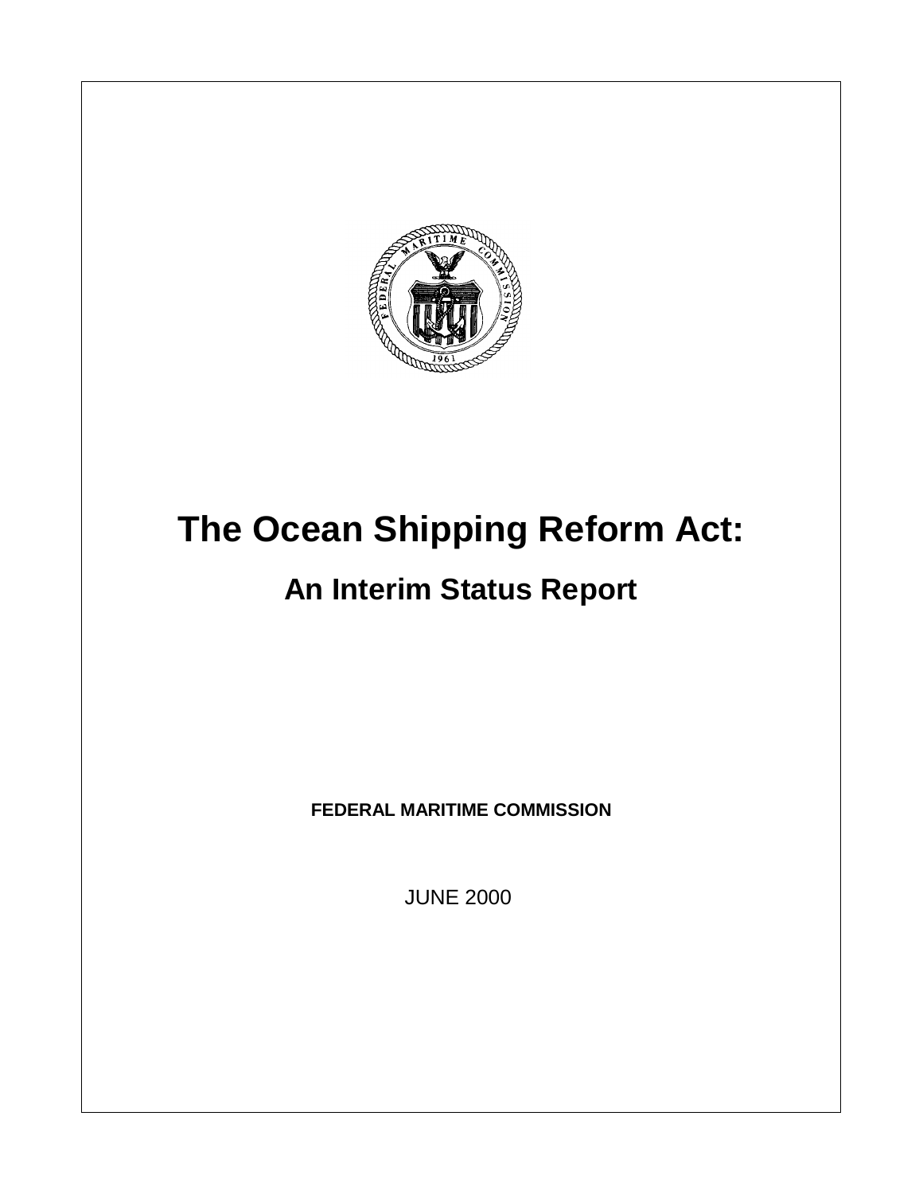# The Ocean Shipping Reform Act:

## An Interim Status Report

**FEDERAL MARITIME COMMISSION**

JUNE 2000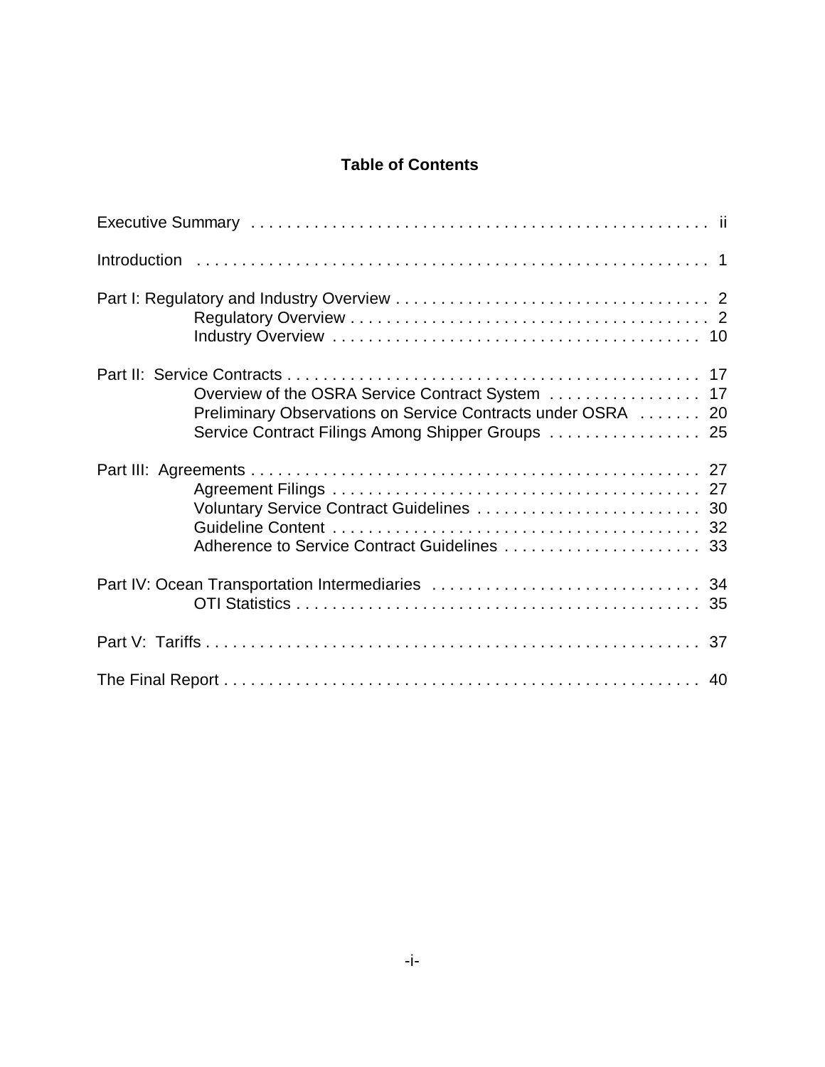# Table of Contents

Executive Summary . . . . . . . . . . . . . . . . . . . . . . . . . . . . . . . . . . . . . . . . . . . . . . . . . ii

Introduction . . . . . . . . . . . . . . . . . . . . . . . . . . . . . . . . . . . . . . . . . . . . . . . . . . . . . . 1

Part I: Regulatory and Industry Overview . . . . . . . . . . . . . . . . . . . . . . . . . . . . . . . . . . . 2
- Regulatory Overview . . . . . . . . . . . . . . . . . . . . . . . . . . . . . . . . . . . . . . . 2
- Industry Overview . . . . . . . . . . . . . . . . . . . . . . . . . . . . . . . . . . . . . . . . 10

Part II: Service Contracts . . . . . . . . . . . . . . . . . . . . . . . . . . . . . . . . . . . . . . . . . . . . . 17
- Overview of the OSRA Service Contract System . . . . . . . . . . . . . . . . . 17
- Preliminary Observations on Service Contracts under OSRA . . . . . . . 20
- Service Contract Filings Among Shipper Groups . . . . . . . . . . . . . . . . . 25

Part III: Agreements . . . . . . . . . . . . . . . . . . . . . . . . . . . . . . . . . . . . . . . . . . . . . . . . . 27
- Agreement Filings . . . . . . . . . . . . . . . . . . . . . . . . . . . . . . . . . . . . . . . . 27
- Voluntary Service Contract Guidelines . . . . . . . . . . . . . . . . . . . . . . . . . 30
- Guideline Content . . . . . . . . . . . . . . . . . . . . . . . . . . . . . . . . . . . . . . . . 32
- Adherence to Service Contract Guidelines . . . . . . . . . . . . . . . . . . . . . . 33

Part IV: Ocean Transportation Intermediaries . . . . . . . . . . . . . . . . . . . . . . . . . . . . . . 34
- OTI Statistics . . . . . . . . . . . . . . . . . . . . . . . . . . . . . . . . . . . . . . . . . . . . . 35

Part V: Tariffs . . . . . . . . . . . . . . . . . . . . . . . . . . . . . . . . . . . . . . . . . . . . . . . . . . . . . . 37

The Final Report . . . . . . . . . . . . . . . . . . . . . . . . . . . . . . . . . . . . . . . . . . . . . . . . . . . . 40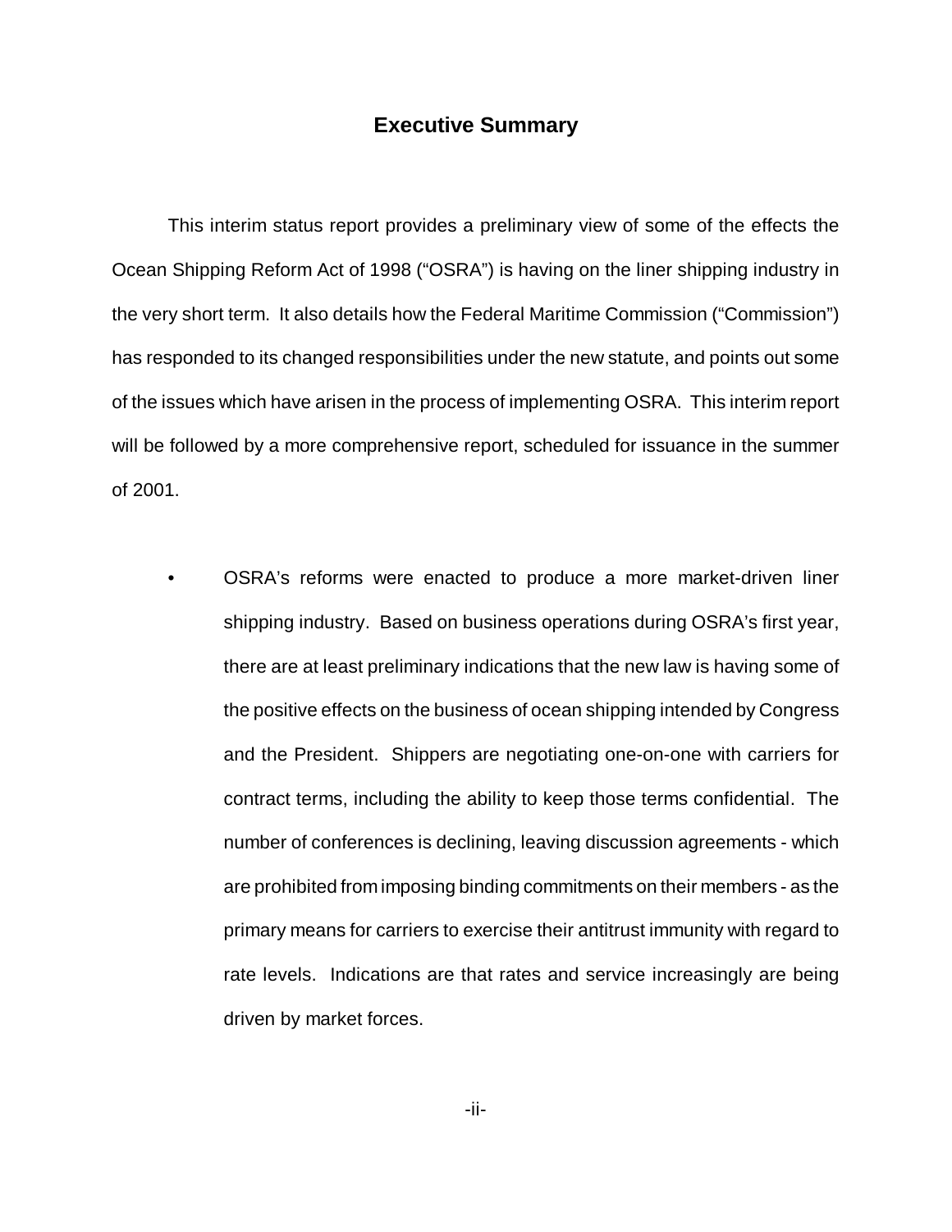## Executive Summary

This interim status report provides a preliminary view of some of the effects the Ocean Shipping Reform Act of 1998 ("OSRA") is having on the liner shipping industry in the very short term. It also details how the Federal Maritime Commission ("Commission") has responded to its changed responsibilities under the new statute, and points out some of the issues which have arisen in the process of implementing OSRA. This interim report will be followed by a more comprehensive report, scheduled for issuance in the summer of 2001.

- OSRA's reforms were enacted to produce a more market-driven liner shipping industry. Based on business operations during OSRA's first year, there are at least preliminary indications that the new law is having some of the positive effects on the business of ocean shipping intended by Congress and the President. Shippers are negotiating one-on-one with carriers for contract terms, including the ability to keep those terms confidential. The number of conferences is declining, leaving discussion agreements - which are prohibited from imposing binding commitments on their members - as the primary means for carriers to exercise their antitrust immunity with regard to rate levels. Indications are that rates and service increasingly are being driven by market forces.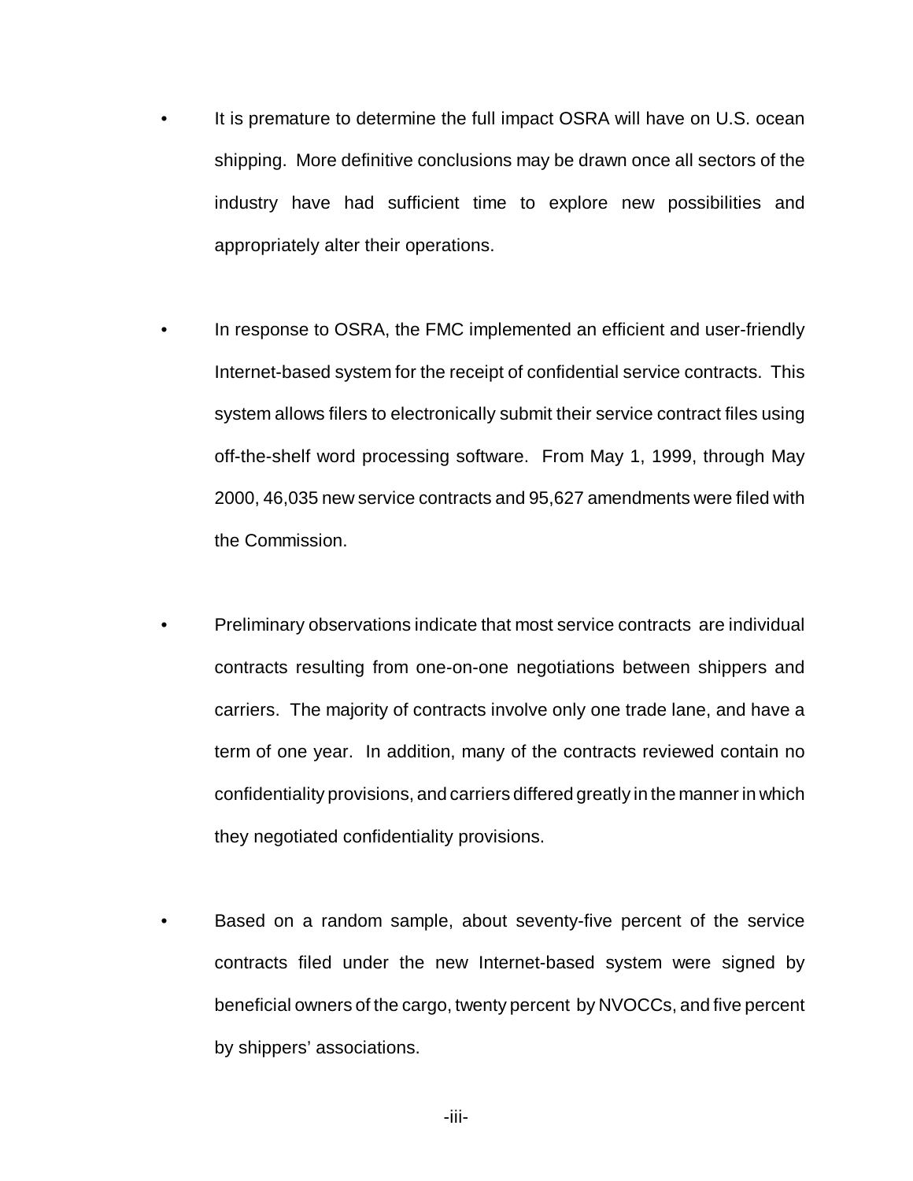- It is premature to determine the full impact OSRA will have on U.S. ocean shipping. More definitive conclusions may be drawn once all sectors of the industry have had sufficient time to explore new possibilities and appropriately alter their operations.

- In response to OSRA, the FMC implemented an efficient and user-friendly Internet-based system for the receipt of confidential service contracts. This system allows filers to electronically submit their service contract files using off-the-shelf word processing software. From May 1, 1999, through May 2000, 46,035 new service contracts and 95,627 amendments were filed with the Commission.

- Preliminary observations indicate that most service contracts are individual contracts resulting from one-on-one negotiations between shippers and carriers. The majority of contracts involve only one trade lane, and have a term of one year. In addition, many of the contracts reviewed contain no confidentiality provisions, and carriers differed greatly in the manner in which they negotiated confidentiality provisions.

- Based on a random sample, about seventy-five percent of the service contracts filed under the new Internet-based system were signed by beneficial owners of the cargo, twenty percent by NVOCCs, and five percent by shippers' associations.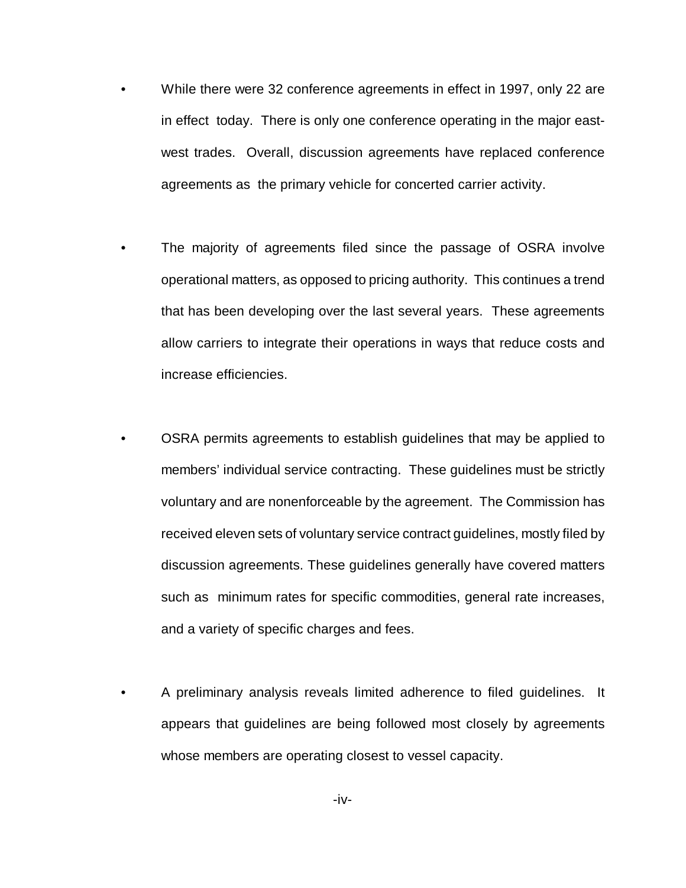- While there were 32 conference agreements in effect in 1997, only 22 are in effect today. There is only one conference operating in the major east-west trades. Overall, discussion agreements have replaced conference agreements as the primary vehicle for concerted carrier activity.

- The majority of agreements filed since the passage of OSRA involve operational matters, as opposed to pricing authority. This continues a trend that has been developing over the last several years. These agreements allow carriers to integrate their operations in ways that reduce costs and increase efficiencies.

- OSRA permits agreements to establish guidelines that may be applied to members' individual service contracting. These guidelines must be strictly voluntary and are nonenforceable by the agreement. The Commission has received eleven sets of voluntary service contract guidelines, mostly filed by discussion agreements. These guidelines generally have covered matters such as minimum rates for specific commodities, general rate increases, and a variety of specific charges and fees.

- A preliminary analysis reveals limited adherence to filed guidelines. It appears that guidelines are being followed most closely by agreements whose members are operating closest to vessel capacity.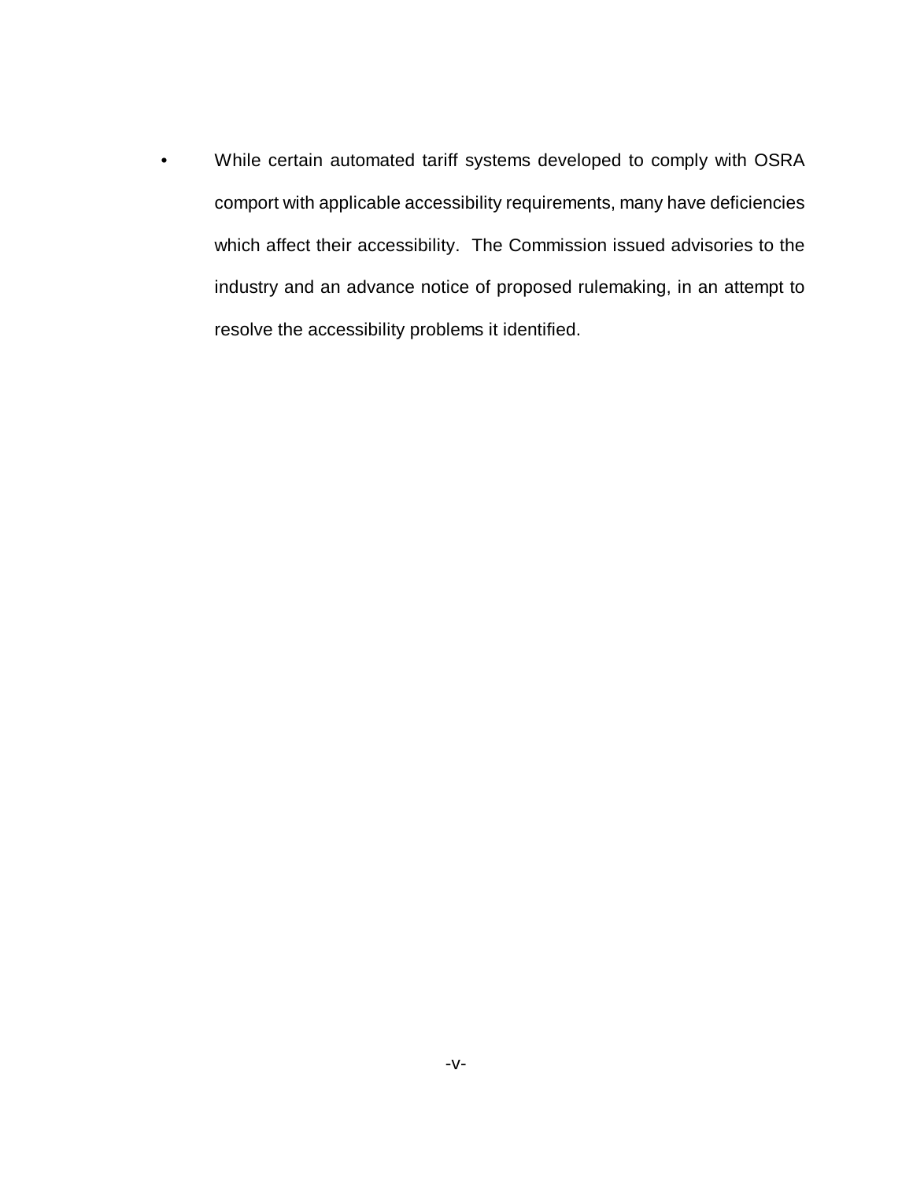- While certain automated tariff systems developed to comply with OSRA comport with applicable accessibility requirements, many have deficiencies which affect their accessibility. The Commission issued advisories to the industry and an advance notice of proposed rulemaking, in an attempt to resolve the accessibility problems it identified.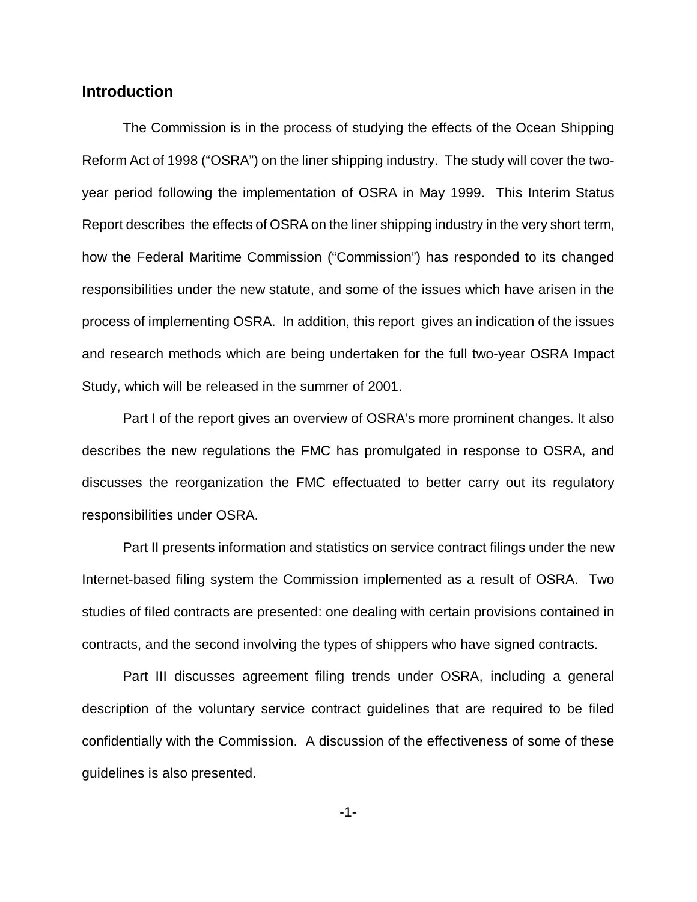## Introduction

The Commission is in the process of studying the effects of the Ocean Shipping Reform Act of 1998 ("OSRA") on the liner shipping industry. The study will cover the two-year period following the implementation of OSRA in May 1999. This Interim Status Report describes the effects of OSRA on the liner shipping industry in the very short term, how the Federal Maritime Commission ("Commission") has responded to its changed responsibilities under the new statute, and some of the issues which have arisen in the process of implementing OSRA. In addition, this report gives an indication of the issues and research methods which are being undertaken for the full two-year OSRA Impact Study, which will be released in the summer of 2001.

Part I of the report gives an overview of OSRA's more prominent changes. It also describes the new regulations the FMC has promulgated in response to OSRA, and discusses the reorganization the FMC effectuated to better carry out its regulatory responsibilities under OSRA.

Part II presents information and statistics on service contract filings under the new Internet-based filing system the Commission implemented as a result of OSRA. Two studies of filed contracts are presented: one dealing with certain provisions contained in contracts, and the second involving the types of shippers who have signed contracts.

Part III discusses agreement filing trends under OSRA, including a general description of the voluntary service contract guidelines that are required to be filed confidentially with the Commission. A discussion of the effectiveness of some of these guidelines is also presented.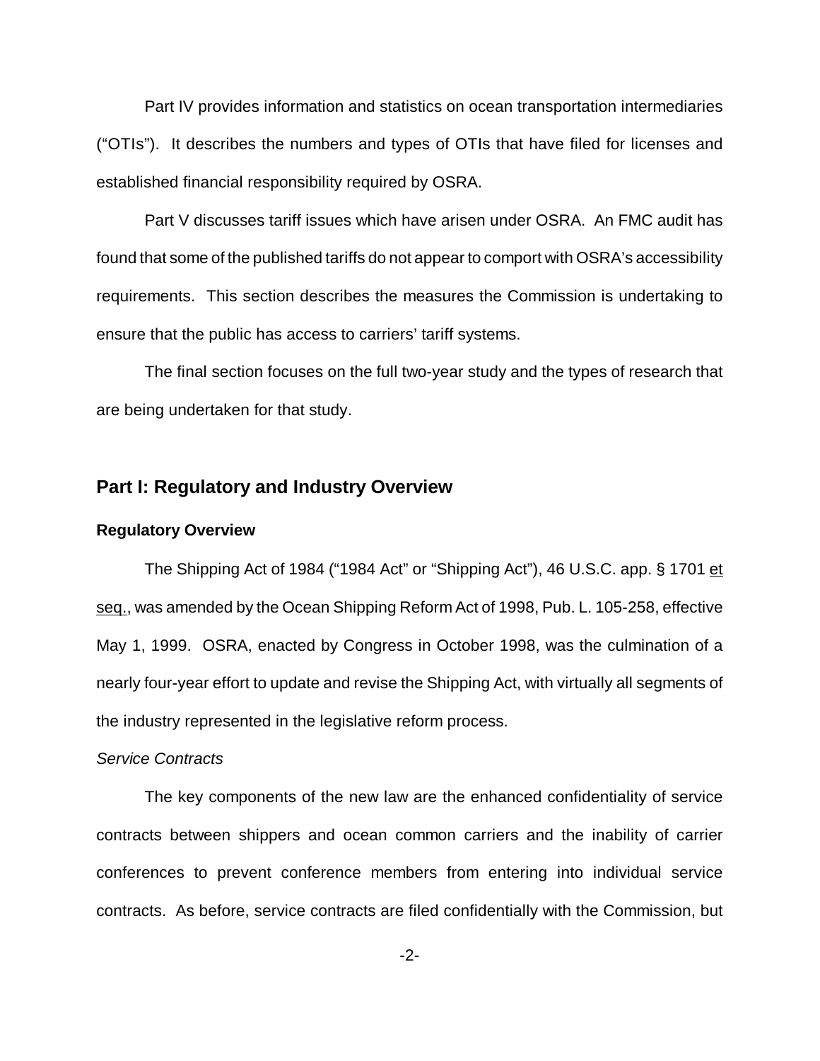Part IV provides information and statistics on ocean transportation intermediaries ("OTIs"). It describes the numbers and types of OTIs that have filed for licenses and established financial responsibility required by OSRA.

Part V discusses tariff issues which have arisen under OSRA. An FMC audit has found that some of the published tariffs do not appear to comport with OSRA's accessibility requirements. This section describes the measures the Commission is undertaking to ensure that the public has access to carriers' tariff systems.

The final section focuses on the full two-year study and the types of research that are being undertaken for that study.

## Part I: Regulatory and Industry Overview

### Regulatory Overview

The Shipping Act of 1984 ("1984 Act" or "Shipping Act"), 46 U.S.C. app. § 1701 et seq., was amended by the Ocean Shipping Reform Act of 1998, Pub. L. 105-258, effective May 1, 1999. OSRA, enacted by Congress in October 1998, was the culmination of a nearly four-year effort to update and revise the Shipping Act, with virtually all segments of the industry represented in the legislative reform process.

*Service Contracts*

The key components of the new law are the enhanced confidentiality of service contracts between shippers and ocean common carriers and the inability of carrier conferences to prevent conference members from entering into individual service contracts. As before, service contracts are filed confidentially with the Commission, but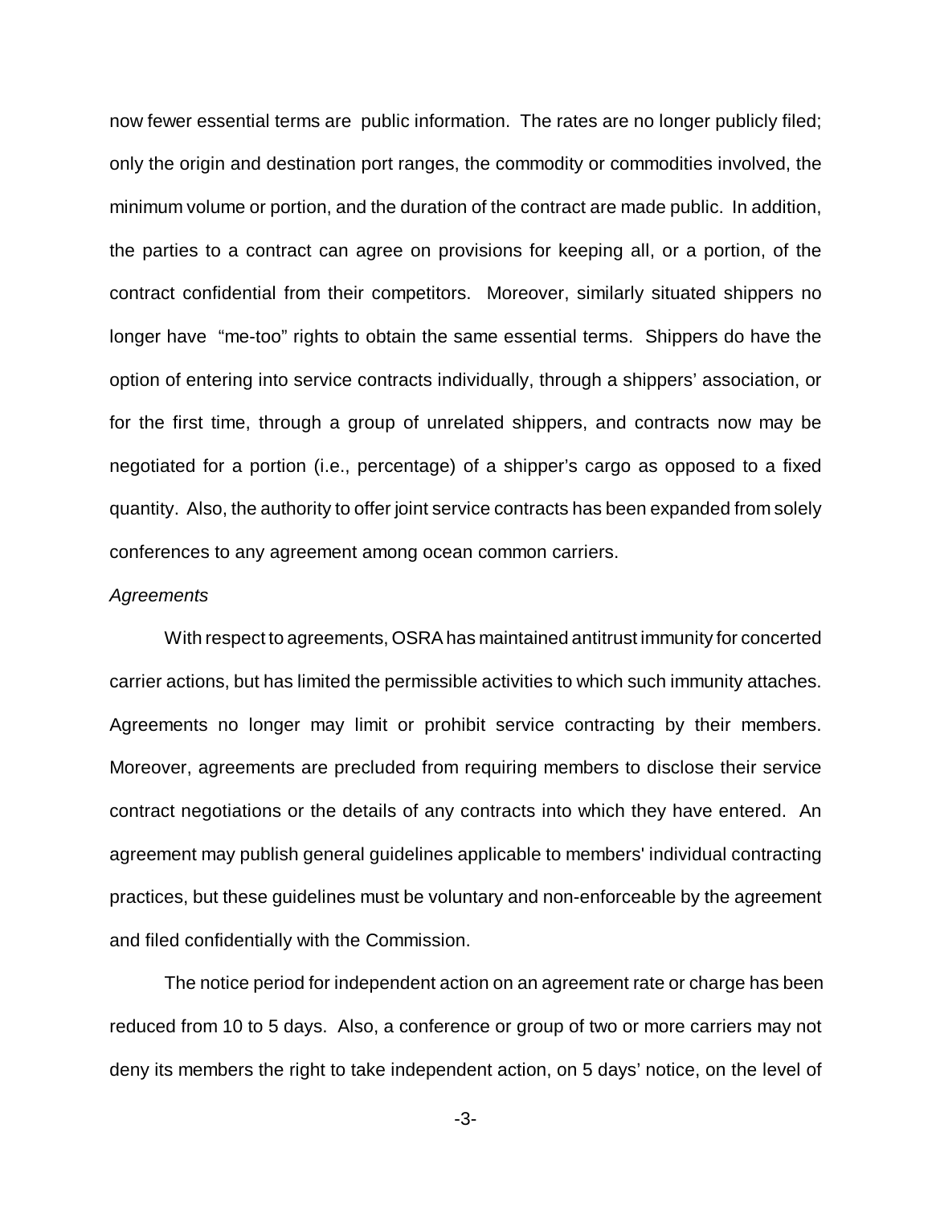now fewer essential terms are public information. The rates are no longer publicly filed; only the origin and destination port ranges, the commodity or commodities involved, the minimum volume or portion, and the duration of the contract are made public. In addition, the parties to a contract can agree on provisions for keeping all, or a portion, of the contract confidential from their competitors. Moreover, similarly situated shippers no longer have "me-too" rights to obtain the same essential terms. Shippers do have the option of entering into service contracts individually, through a shippers' association, or for the first time, through a group of unrelated shippers, and contracts now may be negotiated for a portion (i.e., percentage) of a shipper's cargo as opposed to a fixed quantity. Also, the authority to offer joint service contracts has been expanded from solely conferences to any agreement among ocean common carriers.

*Agreements*

With respect to agreements, OSRA has maintained antitrust immunity for concerted carrier actions, but has limited the permissible activities to which such immunity attaches. Agreements no longer may limit or prohibit service contracting by their members. Moreover, agreements are precluded from requiring members to disclose their service contract negotiations or the details of any contracts into which they have entered. An agreement may publish general guidelines applicable to members' individual contracting practices, but these guidelines must be voluntary and non-enforceable by the agreement and filed confidentially with the Commission.

The notice period for independent action on an agreement rate or charge has been reduced from 10 to 5 days. Also, a conference or group of two or more carriers may not deny its members the right to take independent action, on 5 days' notice, on the level of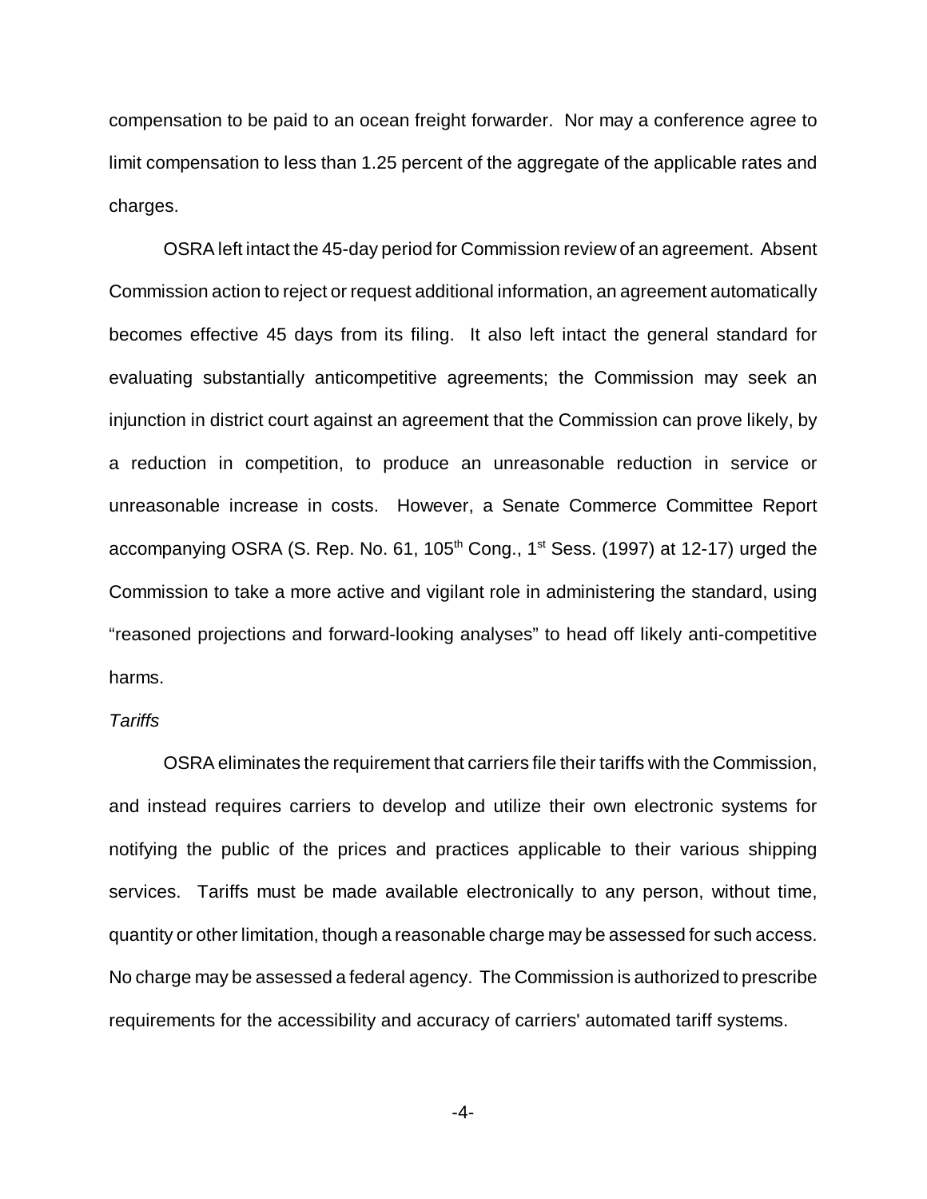compensation to be paid to an ocean freight forwarder. Nor may a conference agree to limit compensation to less than 1.25 percent of the aggregate of the applicable rates and charges.

OSRA left intact the 45-day period for Commission review of an agreement. Absent Commission action to reject or request additional information, an agreement automatically becomes effective 45 days from its filing. It also left intact the general standard for evaluating substantially anticompetitive agreements; the Commission may seek an injunction in district court against an agreement that the Commission can prove likely, by a reduction in competition, to produce an unreasonable reduction in service or unreasonable increase in costs. However, a Senate Commerce Committee Report accompanying OSRA (S. Rep. No. 61, 105th Cong., 1st Sess. (1997) at 12-17) urged the Commission to take a more active and vigilant role in administering the standard, using "reasoned projections and forward-looking analyses" to head off likely anti-competitive harms.

*Tariffs*

OSRA eliminates the requirement that carriers file their tariffs with the Commission, and instead requires carriers to develop and utilize their own electronic systems for notifying the public of the prices and practices applicable to their various shipping services. Tariffs must be made available electronically to any person, without time, quantity or other limitation, though a reasonable charge may be assessed for such access. No charge may be assessed a federal agency. The Commission is authorized to prescribe requirements for the accessibility and accuracy of carriers' automated tariff systems.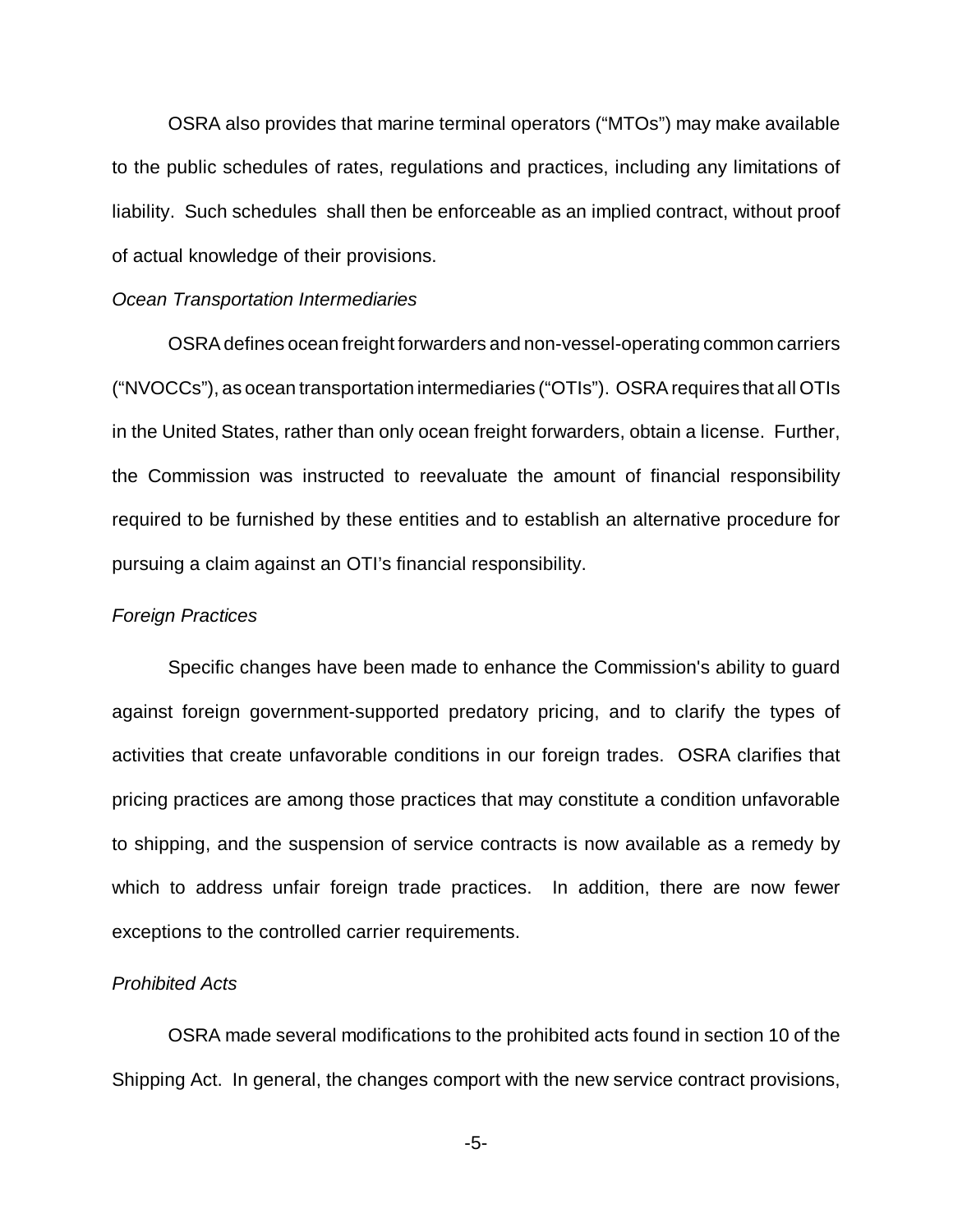OSRA also provides that marine terminal operators ("MTOs") may make available to the public schedules of rates, regulations and practices, including any limitations of liability. Such schedules shall then be enforceable as an implied contract, without proof of actual knowledge of their provisions.

*Ocean Transportation Intermediaries*

OSRA defines ocean freight forwarders and non-vessel-operating common carriers ("NVOCCs"), as ocean transportation intermediaries ("OTIs"). OSRA requires that all OTIs in the United States, rather than only ocean freight forwarders, obtain a license. Further, the Commission was instructed to reevaluate the amount of financial responsibility required to be furnished by these entities and to establish an alternative procedure for pursuing a claim against an OTI's financial responsibility.

*Foreign Practices*

Specific changes have been made to enhance the Commission's ability to guard against foreign government-supported predatory pricing, and to clarify the types of activities that create unfavorable conditions in our foreign trades. OSRA clarifies that pricing practices are among those practices that may constitute a condition unfavorable to shipping, and the suspension of service contracts is now available as a remedy by which to address unfair foreign trade practices. In addition, there are now fewer exceptions to the controlled carrier requirements.

*Prohibited Acts*

OSRA made several modifications to the prohibited acts found in section 10 of the Shipping Act. In general, the changes comport with the new service contract provisions,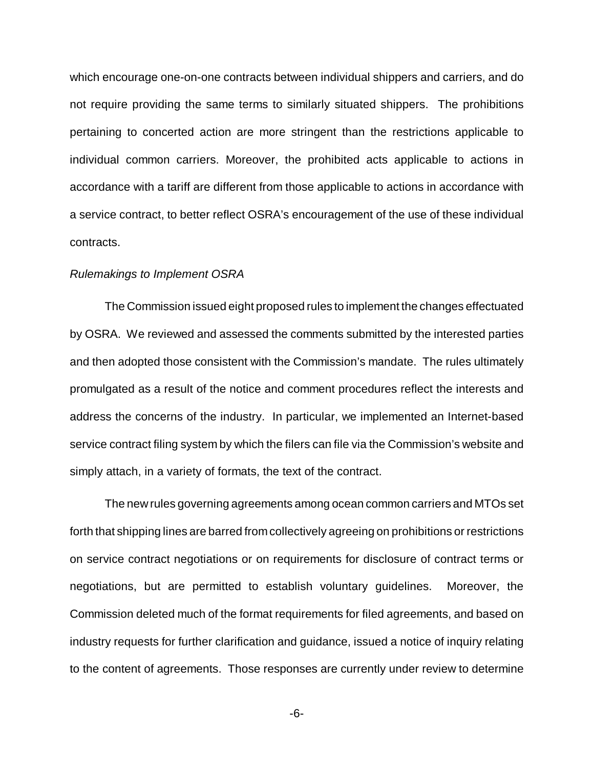which encourage one-on-one contracts between individual shippers and carriers, and do not require providing the same terms to similarly situated shippers. The prohibitions pertaining to concerted action are more stringent than the restrictions applicable to individual common carriers. Moreover, the prohibited acts applicable to actions in accordance with a tariff are different from those applicable to actions in accordance with a service contract, to better reflect OSRA's encouragement of the use of these individual contracts.

*Rulemakings to Implement OSRA*

The Commission issued eight proposed rules to implement the changes effectuated by OSRA. We reviewed and assessed the comments submitted by the interested parties and then adopted those consistent with the Commission's mandate. The rules ultimately promulgated as a result of the notice and comment procedures reflect the interests and address the concerns of the industry. In particular, we implemented an Internet-based service contract filing system by which the filers can file via the Commission's website and simply attach, in a variety of formats, the text of the contract.

The new rules governing agreements among ocean common carriers and MTOs set forth that shipping lines are barred from collectively agreeing on prohibitions or restrictions on service contract negotiations or on requirements for disclosure of contract terms or negotiations, but are permitted to establish voluntary guidelines. Moreover, the Commission deleted much of the format requirements for filed agreements, and based on industry requests for further clarification and guidance, issued a notice of inquiry relating to the content of agreements. Those responses are currently under review to determine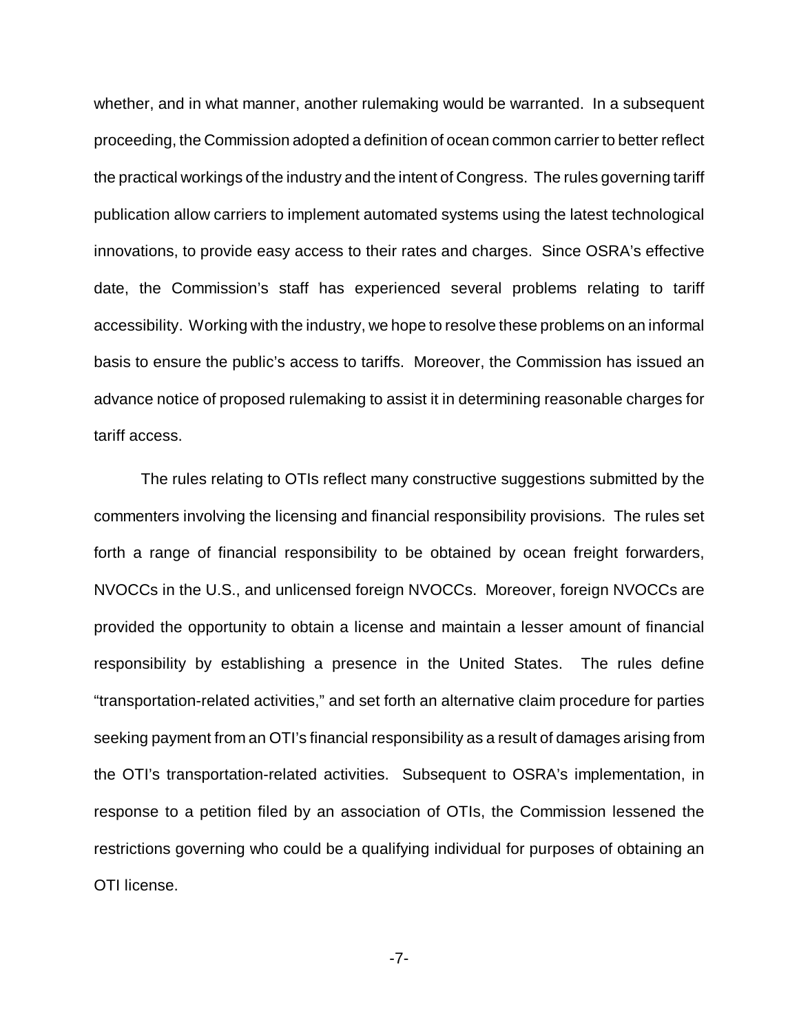whether, and in what manner, another rulemaking would be warranted. In a subsequent proceeding, the Commission adopted a definition of ocean common carrier to better reflect the practical workings of the industry and the intent of Congress. The rules governing tariff publication allow carriers to implement automated systems using the latest technological innovations, to provide easy access to their rates and charges. Since OSRA's effective date, the Commission's staff has experienced several problems relating to tariff accessibility. Working with the industry, we hope to resolve these problems on an informal basis to ensure the public's access to tariffs. Moreover, the Commission has issued an advance notice of proposed rulemaking to assist it in determining reasonable charges for tariff access.

The rules relating to OTIs reflect many constructive suggestions submitted by the commenters involving the licensing and financial responsibility provisions. The rules set forth a range of financial responsibility to be obtained by ocean freight forwarders, NVOCCs in the U.S., and unlicensed foreign NVOCCs. Moreover, foreign NVOCCs are provided the opportunity to obtain a license and maintain a lesser amount of financial responsibility by establishing a presence in the United States. The rules define "transportation-related activities," and set forth an alternative claim procedure for parties seeking payment from an OTI's financial responsibility as a result of damages arising from the OTI's transportation-related activities. Subsequent to OSRA's implementation, in response to a petition filed by an association of OTIs, the Commission lessened the restrictions governing who could be a qualifying individual for purposes of obtaining an OTI license.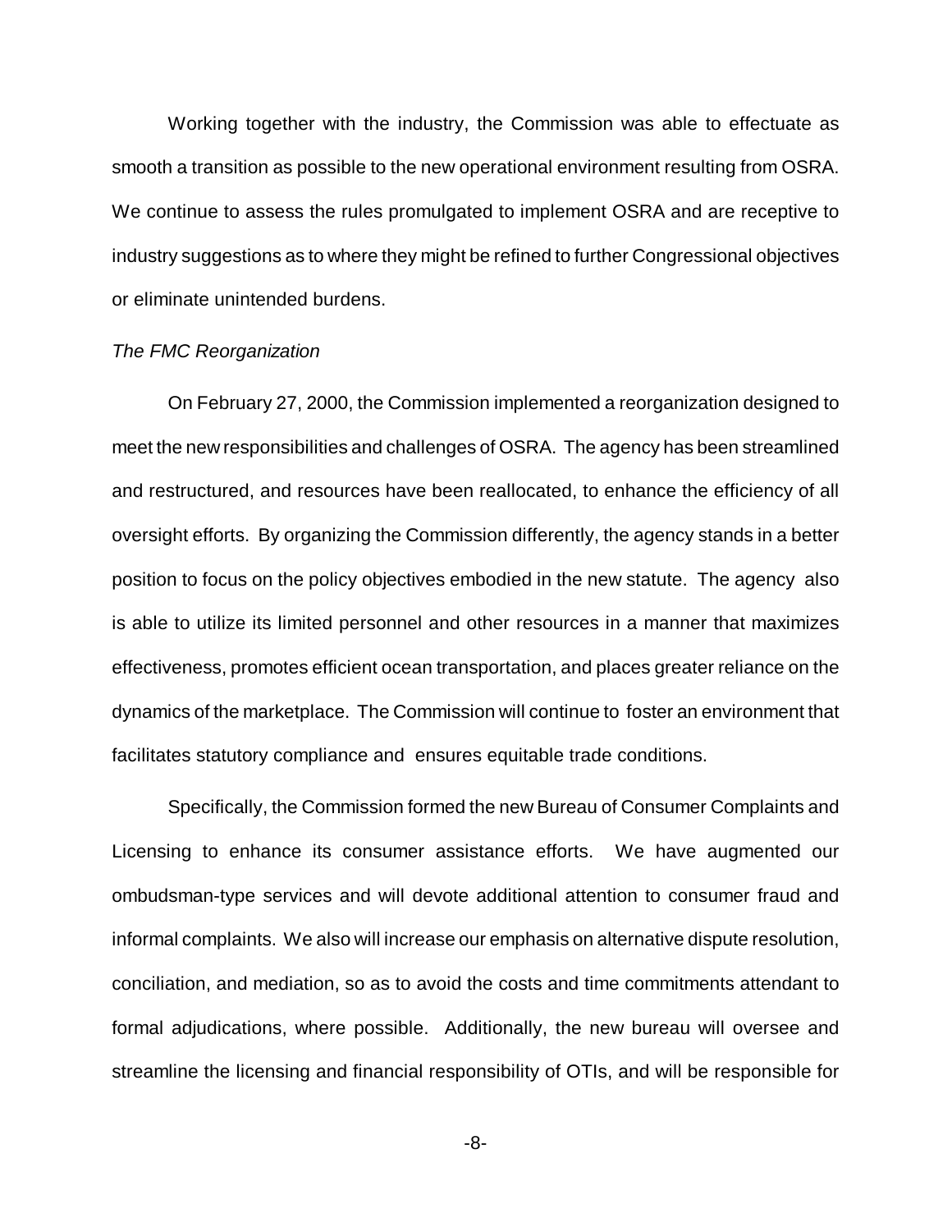Working together with the industry, the Commission was able to effectuate as smooth a transition as possible to the new operational environment resulting from OSRA. We continue to assess the rules promulgated to implement OSRA and are receptive to industry suggestions as to where they might be refined to further Congressional objectives or eliminate unintended burdens.

*The FMC Reorganization*

On February 27, 2000, the Commission implemented a reorganization designed to meet the new responsibilities and challenges of OSRA. The agency has been streamlined and restructured, and resources have been reallocated, to enhance the efficiency of all oversight efforts. By organizing the Commission differently, the agency stands in a better position to focus on the policy objectives embodied in the new statute. The agency also is able to utilize its limited personnel and other resources in a manner that maximizes effectiveness, promotes efficient ocean transportation, and places greater reliance on the dynamics of the marketplace. The Commission will continue to foster an environment that facilitates statutory compliance and ensures equitable trade conditions.

Specifically, the Commission formed the new Bureau of Consumer Complaints and Licensing to enhance its consumer assistance efforts. We have augmented our ombudsman-type services and will devote additional attention to consumer fraud and informal complaints. We also will increase our emphasis on alternative dispute resolution, conciliation, and mediation, so as to avoid the costs and time commitments attendant to formal adjudications, where possible. Additionally, the new bureau will oversee and streamline the licensing and financial responsibility of OTIs, and will be responsible for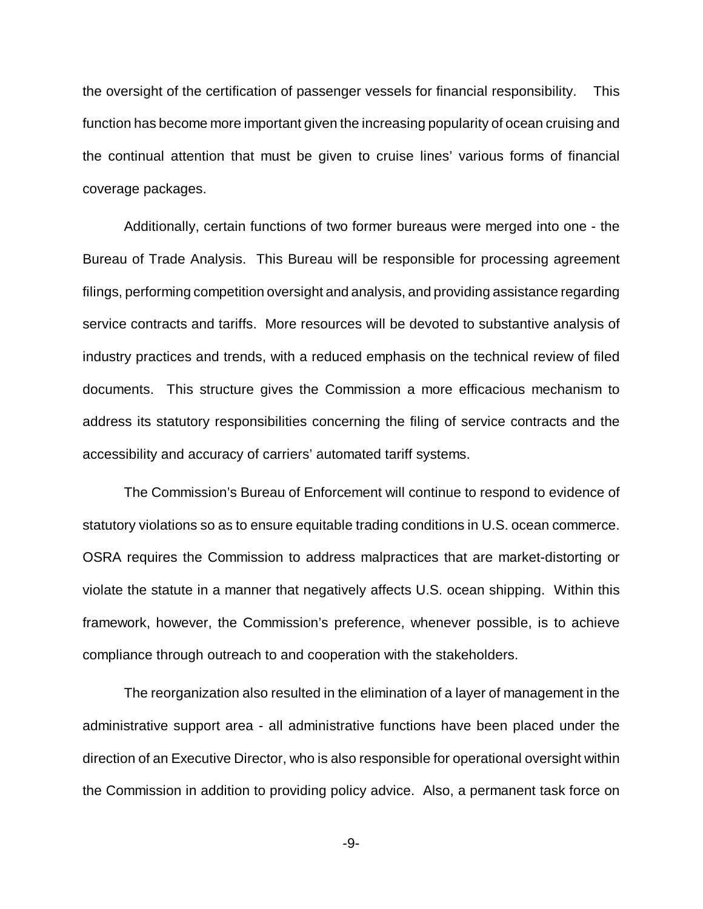the oversight of the certification of passenger vessels for financial responsibility. This function has become more important given the increasing popularity of ocean cruising and the continual attention that must be given to cruise lines' various forms of financial coverage packages.

Additionally, certain functions of two former bureaus were merged into one - the Bureau of Trade Analysis. This Bureau will be responsible for processing agreement filings, performing competition oversight and analysis, and providing assistance regarding service contracts and tariffs. More resources will be devoted to substantive analysis of industry practices and trends, with a reduced emphasis on the technical review of filed documents. This structure gives the Commission a more efficacious mechanism to address its statutory responsibilities concerning the filing of service contracts and the accessibility and accuracy of carriers' automated tariff systems.

The Commission's Bureau of Enforcement will continue to respond to evidence of statutory violations so as to ensure equitable trading conditions in U.S. ocean commerce. OSRA requires the Commission to address malpractices that are market-distorting or violate the statute in a manner that negatively affects U.S. ocean shipping. Within this framework, however, the Commission's preference, whenever possible, is to achieve compliance through outreach to and cooperation with the stakeholders.

The reorganization also resulted in the elimination of a layer of management in the administrative support area - all administrative functions have been placed under the direction of an Executive Director, who is also responsible for operational oversight within the Commission in addition to providing policy advice. Also, a permanent task force on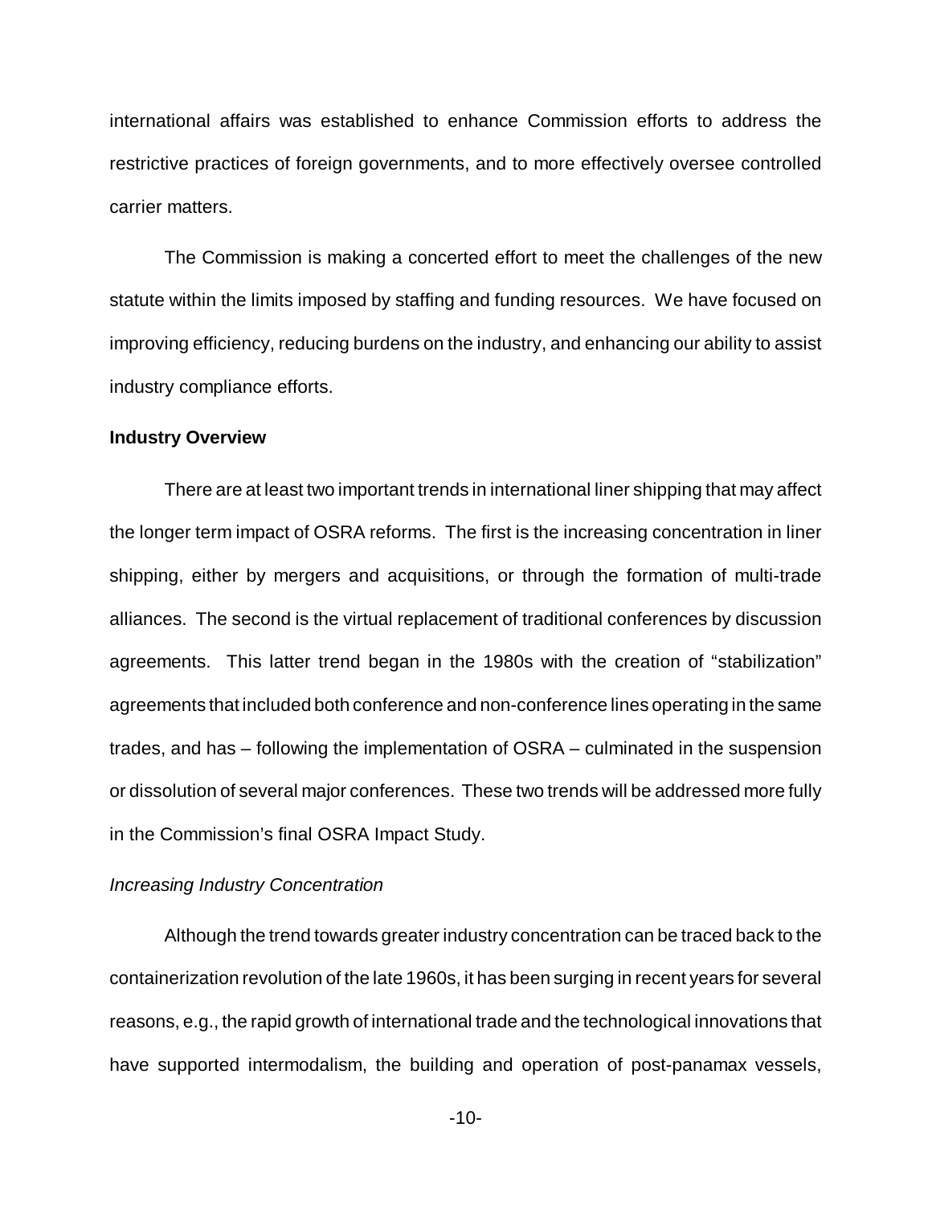international affairs was established to enhance Commission efforts to address the restrictive practices of foreign governments, and to more effectively oversee controlled carrier matters.

The Commission is making a concerted effort to meet the challenges of the new statute within the limits imposed by staffing and funding resources. We have focused on improving efficiency, reducing burdens on the industry, and enhancing our ability to assist industry compliance efforts.

**Industry Overview**

There are at least two important trends in international liner shipping that may affect the longer term impact of OSRA reforms. The first is the increasing concentration in liner shipping, either by mergers and acquisitions, or through the formation of multi-trade alliances. The second is the virtual replacement of traditional conferences by discussion agreements. This latter trend began in the 1980s with the creation of "stabilization" agreements that included both conference and non-conference lines operating in the same trades, and has – following the implementation of OSRA – culminated in the suspension or dissolution of several major conferences. These two trends will be addressed more fully in the Commission's final OSRA Impact Study.

*Increasing Industry Concentration*

Although the trend towards greater industry concentration can be traced back to the containerization revolution of the late 1960s, it has been surging in recent years for several reasons, e.g., the rapid growth of international trade and the technological innovations that have supported intermodalism, the building and operation of post-panamax vessels,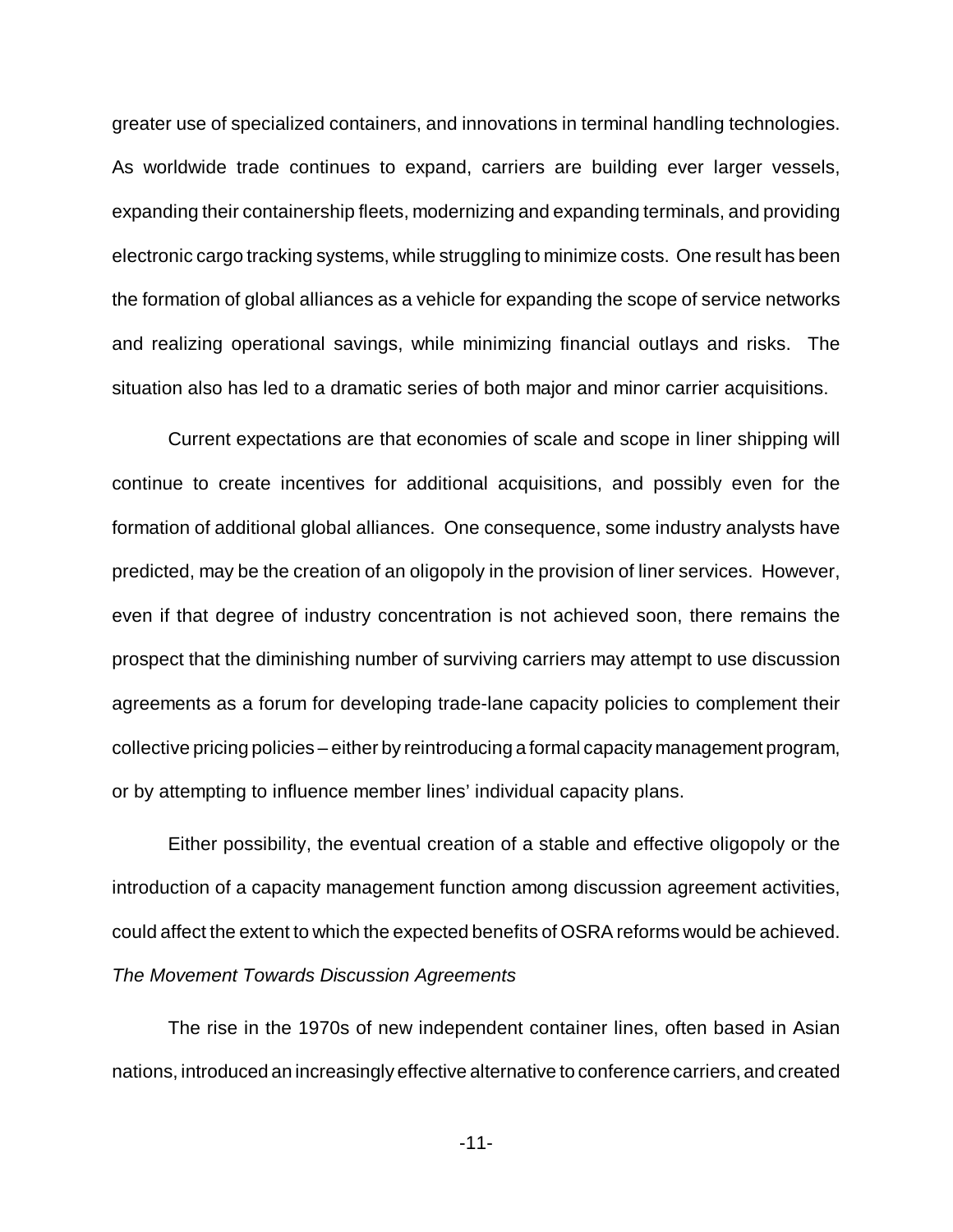greater use of specialized containers, and innovations in terminal handling technologies. As worldwide trade continues to expand, carriers are building ever larger vessels, expanding their containership fleets, modernizing and expanding terminals, and providing electronic cargo tracking systems, while struggling to minimize costs. One result has been the formation of global alliances as a vehicle for expanding the scope of service networks and realizing operational savings, while minimizing financial outlays and risks. The situation also has led to a dramatic series of both major and minor carrier acquisitions.

Current expectations are that economies of scale and scope in liner shipping will continue to create incentives for additional acquisitions, and possibly even for the formation of additional global alliances. One consequence, some industry analysts have predicted, may be the creation of an oligopoly in the provision of liner services. However, even if that degree of industry concentration is not achieved soon, there remains the prospect that the diminishing number of surviving carriers may attempt to use discussion agreements as a forum for developing trade-lane capacity policies to complement their collective pricing policies – either by reintroducing a formal capacity management program, or by attempting to influence member lines' individual capacity plans.

Either possibility, the eventual creation of a stable and effective oligopoly or the introduction of a capacity management function among discussion agreement activities, could affect the extent to which the expected benefits of OSRA reforms would be achieved.

*The Movement Towards Discussion Agreements*

The rise in the 1970s of new independent container lines, often based in Asian nations, introduced an increasingly effective alternative to conference carriers, and created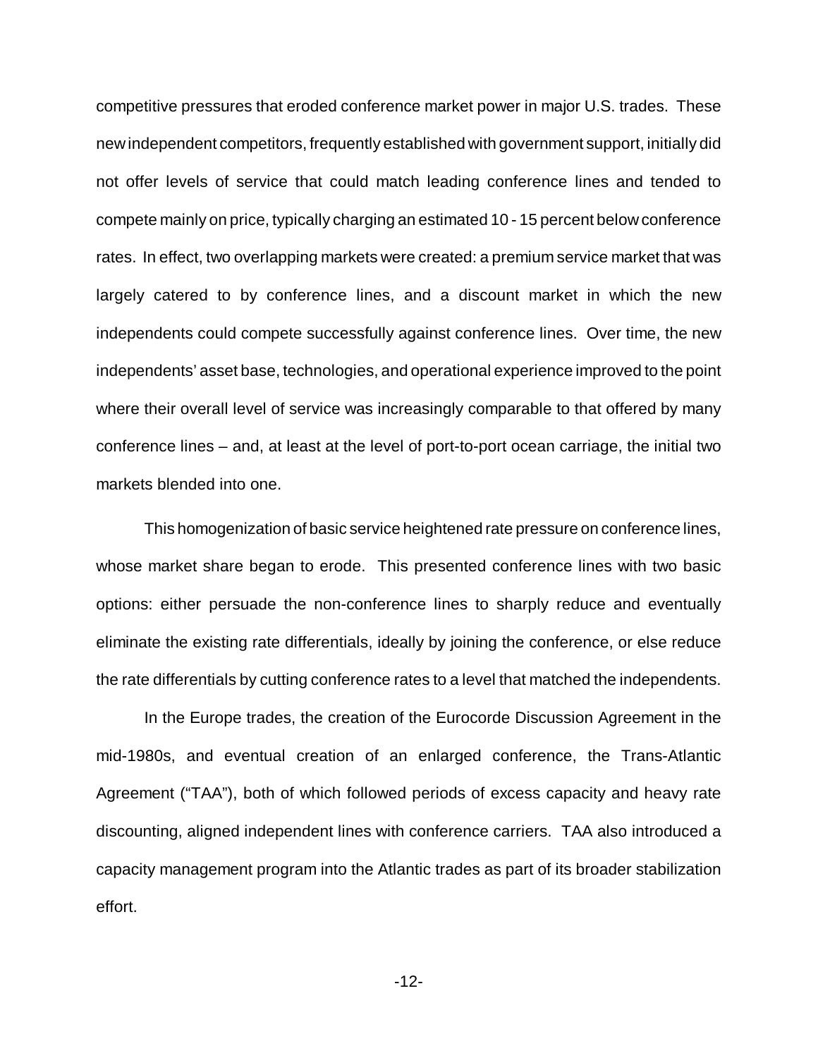competitive pressures that eroded conference market power in major U.S. trades. These new independent competitors, frequently established with government support, initially did not offer levels of service that could match leading conference lines and tended to compete mainly on price, typically charging an estimated 10 - 15 percent below conference rates. In effect, two overlapping markets were created: a premium service market that was largely catered to by conference lines, and a discount market in which the new independents could compete successfully against conference lines. Over time, the new independents' asset base, technologies, and operational experience improved to the point where their overall level of service was increasingly comparable to that offered by many conference lines – and, at least at the level of port-to-port ocean carriage, the initial two markets blended into one.

This homogenization of basic service heightened rate pressure on conference lines, whose market share began to erode. This presented conference lines with two basic options: either persuade the non-conference lines to sharply reduce and eventually eliminate the existing rate differentials, ideally by joining the conference, or else reduce the rate differentials by cutting conference rates to a level that matched the independents.

In the Europe trades, the creation of the Eurocorde Discussion Agreement in the mid-1980s, and eventual creation of an enlarged conference, the Trans-Atlantic Agreement ("TAA"), both of which followed periods of excess capacity and heavy rate discounting, aligned independent lines with conference carriers. TAA also introduced a capacity management program into the Atlantic trades as part of its broader stabilization effort.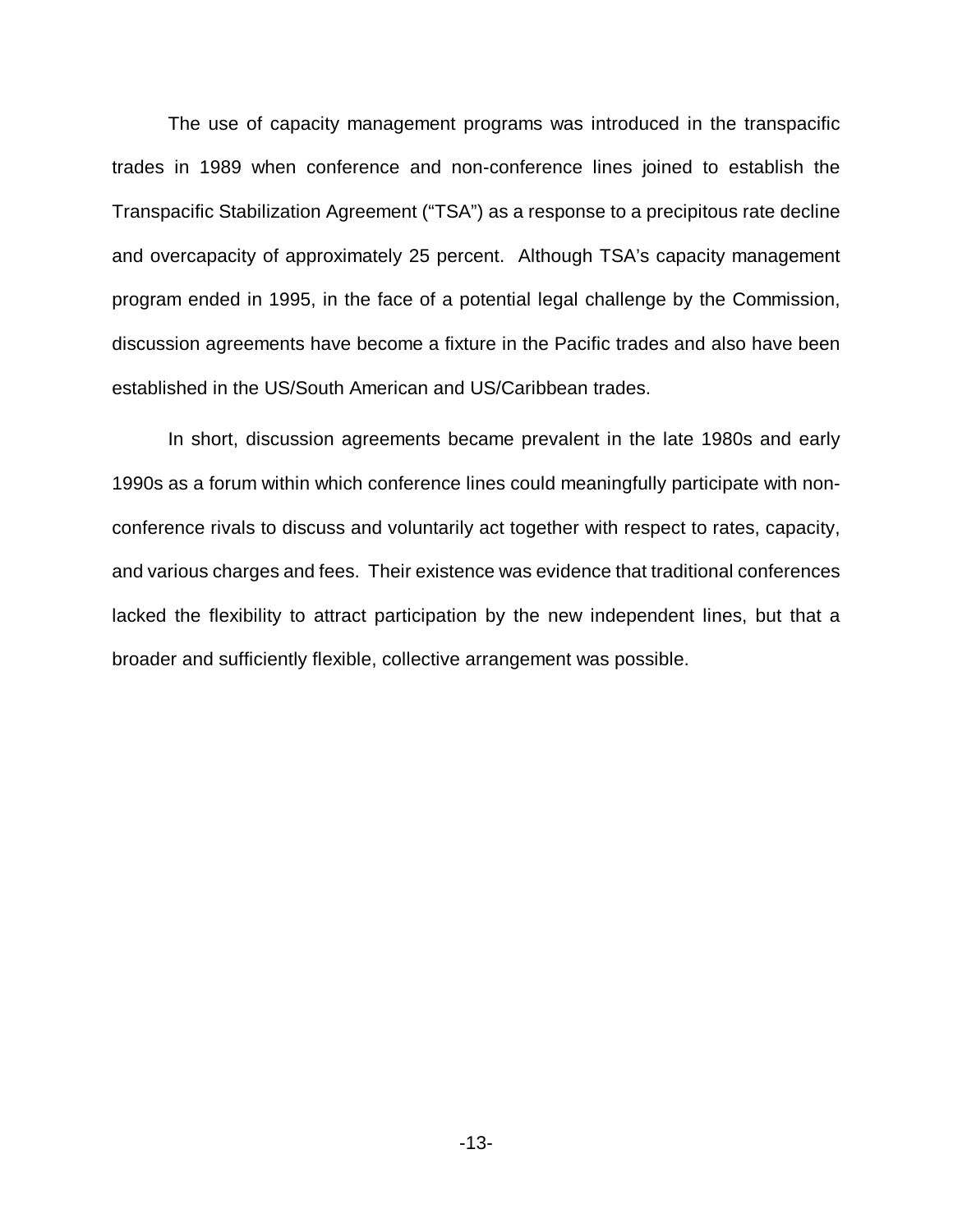The use of capacity management programs was introduced in the transpacific trades in 1989 when conference and non-conference lines joined to establish the Transpacific Stabilization Agreement ("TSA") as a response to a precipitous rate decline and overcapacity of approximately 25 percent. Although TSA's capacity management program ended in 1995, in the face of a potential legal challenge by the Commission, discussion agreements have become a fixture in the Pacific trades and also have been established in the US/South American and US/Caribbean trades.

In short, discussion agreements became prevalent in the late 1980s and early 1990s as a forum within which conference lines could meaningfully participate with non-conference rivals to discuss and voluntarily act together with respect to rates, capacity, and various charges and fees. Their existence was evidence that traditional conferences lacked the flexibility to attract participation by the new independent lines, but that a broader and sufficiently flexible, collective arrangement was possible.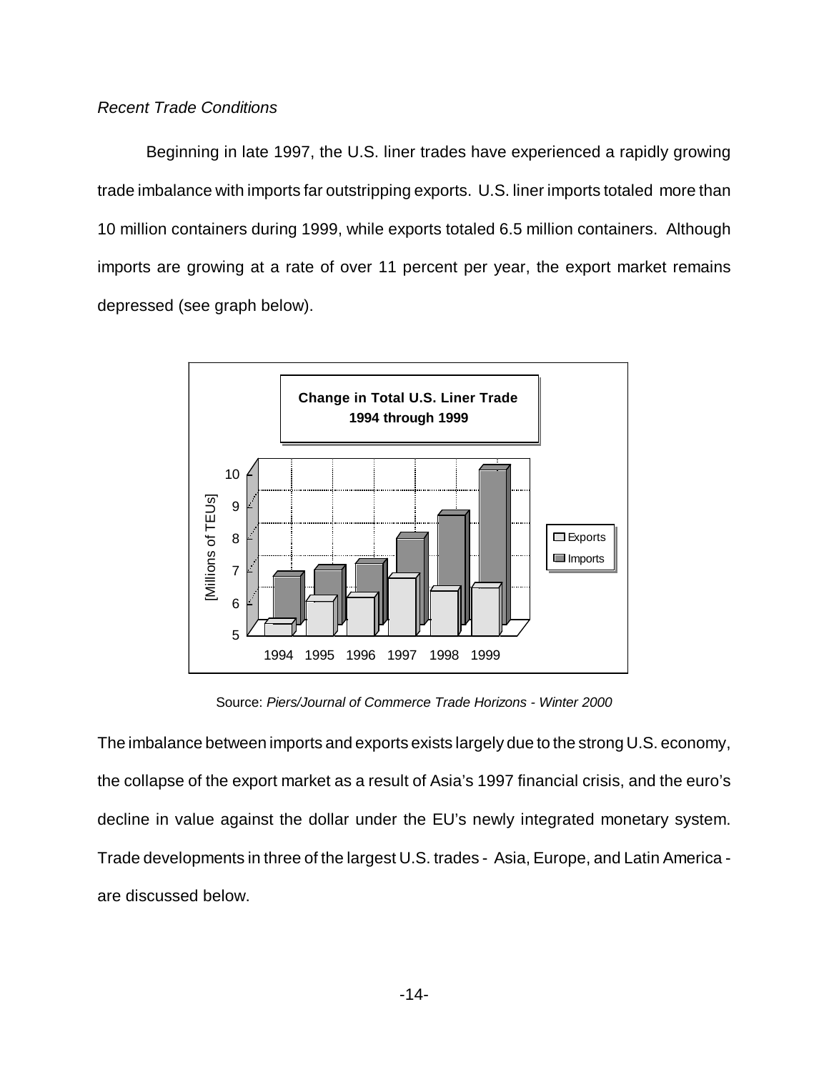*Recent Trade Conditions*

Beginning in late 1997, the U.S. liner trades have experienced a rapidly growing trade imbalance with imports far outstripping exports. U.S. liner imports totaled more than 10 million containers during 1999, while exports totaled 6.5 million containers. Although imports are growing at a rate of over 11 percent per year, the export market remains depressed (see graph below).

**Change in Total U.S. Liner Trade 1994 through 1999**

Source: *Piers/Journal of Commerce Trade Horizons - Winter 2000*

The imbalance between imports and exports exists largely due to the strong U.S. economy, the collapse of the export market as a result of Asia's 1997 financial crisis, and the euro's decline in value against the dollar under the EU's newly integrated monetary system. Trade developments in three of the largest U.S. trades - Asia, Europe, and Latin America - are discussed below.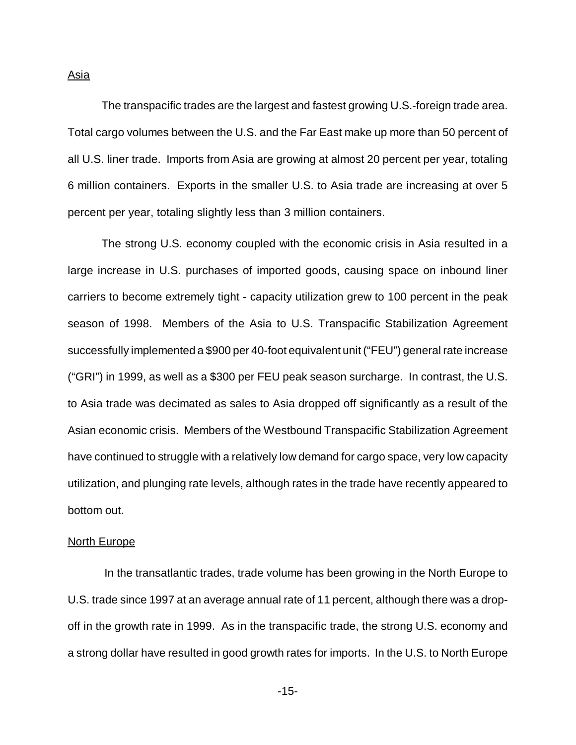Asia

The transpacific trades are the largest and fastest growing U.S.-foreign trade area. Total cargo volumes between the U.S. and the Far East make up more than 50 percent of all U.S. liner trade. Imports from Asia are growing at almost 20 percent per year, totaling 6 million containers. Exports in the smaller U.S. to Asia trade are increasing at over 5 percent per year, totaling slightly less than 3 million containers.

The strong U.S. economy coupled with the economic crisis in Asia resulted in a large increase in U.S. purchases of imported goods, causing space on inbound liner carriers to become extremely tight - capacity utilization grew to 100 percent in the peak season of 1998. Members of the Asia to U.S. Transpacific Stabilization Agreement successfully implemented a $900 per 40-foot equivalent unit ("FEU") general rate increase ("GRI") in 1999, as well as a $300 per FEU peak season surcharge. In contrast, the U.S. to Asia trade was decimated as sales to Asia dropped off significantly as a result of the Asian economic crisis. Members of the Westbound Transpacific Stabilization Agreement have continued to struggle with a relatively low demand for cargo space, very low capacity utilization, and plunging rate levels, although rates in the trade have recently appeared to bottom out.

North Europe

In the transatlantic trades, trade volume has been growing in the North Europe to U.S. trade since 1997 at an average annual rate of 11 percent, although there was a drop-off in the growth rate in 1999. As in the transpacific trade, the strong U.S. economy and a strong dollar have resulted in good growth rates for imports. In the U.S. to North Europe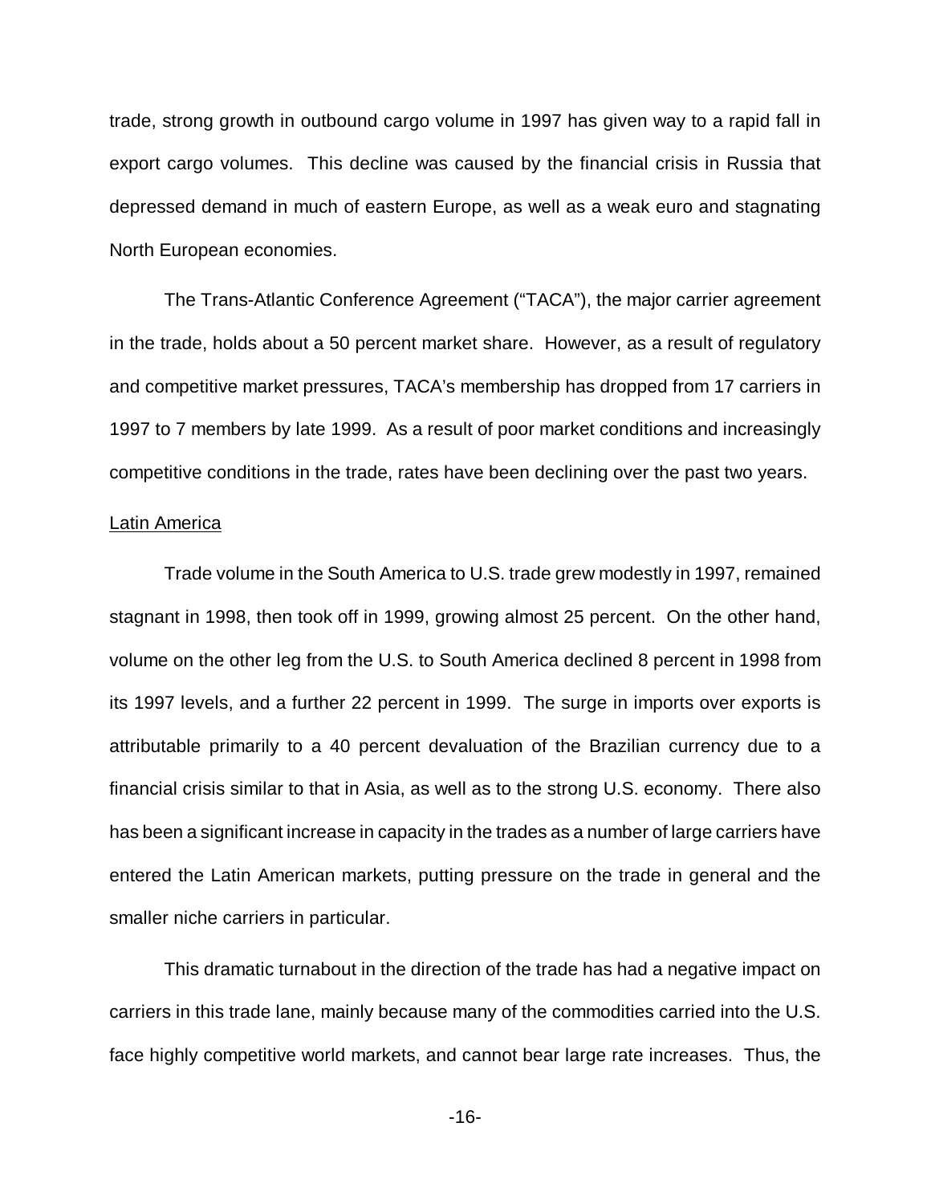trade, strong growth in outbound cargo volume in 1997 has given way to a rapid fall in export cargo volumes. This decline was caused by the financial crisis in Russia that depressed demand in much of eastern Europe, as well as a weak euro and stagnating North European economies.

The Trans-Atlantic Conference Agreement ("TACA"), the major carrier agreement in the trade, holds about a 50 percent market share. However, as a result of regulatory and competitive market pressures, TACA's membership has dropped from 17 carriers in 1997 to 7 members by late 1999. As a result of poor market conditions and increasingly competitive conditions in the trade, rates have been declining over the past two years.

<u>Latin America</u>

Trade volume in the South America to U.S. trade grew modestly in 1997, remained stagnant in 1998, then took off in 1999, growing almost 25 percent. On the other hand, volume on the other leg from the U.S. to South America declined 8 percent in 1998 from its 1997 levels, and a further 22 percent in 1999. The surge in imports over exports is attributable primarily to a 40 percent devaluation of the Brazilian currency due to a financial crisis similar to that in Asia, as well as to the strong U.S. economy. There also has been a significant increase in capacity in the trades as a number of large carriers have entered the Latin American markets, putting pressure on the trade in general and the smaller niche carriers in particular.

This dramatic turnabout in the direction of the trade has had a negative impact on carriers in this trade lane, mainly because many of the commodities carried into the U.S. face highly competitive world markets, and cannot bear large rate increases. Thus, the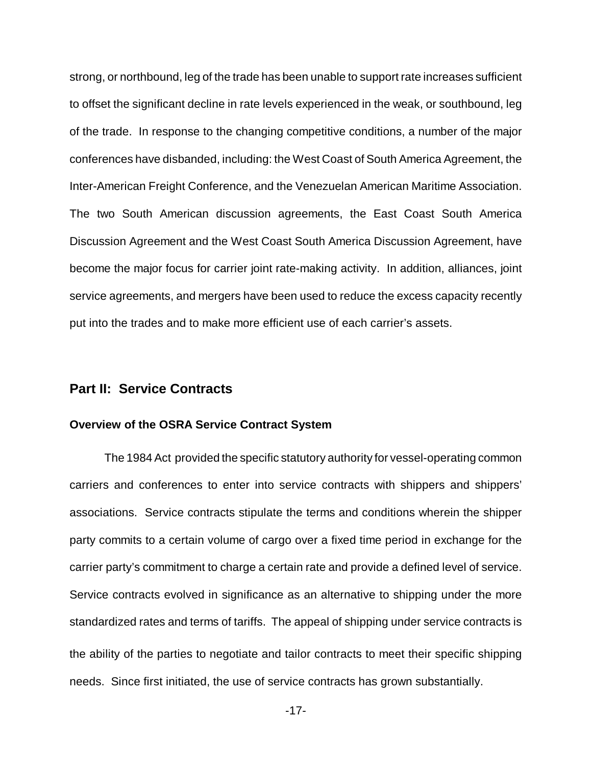strong, or northbound, leg of the trade has been unable to support rate increases sufficient to offset the significant decline in rate levels experienced in the weak, or southbound, leg of the trade. In response to the changing competitive conditions, a number of the major conferences have disbanded, including: the West Coast of South America Agreement, the Inter-American Freight Conference, and the Venezuelan American Maritime Association. The two South American discussion agreements, the East Coast South America Discussion Agreement and the West Coast South America Discussion Agreement, have become the major focus for carrier joint rate-making activity. In addition, alliances, joint service agreements, and mergers have been used to reduce the excess capacity recently put into the trades and to make more efficient use of each carrier's assets.

## Part II: Service Contracts

### Overview of the OSRA Service Contract System

The 1984 Act provided the specific statutory authority for vessel-operating common carriers and conferences to enter into service contracts with shippers and shippers' associations. Service contracts stipulate the terms and conditions wherein the shipper party commits to a certain volume of cargo over a fixed time period in exchange for the carrier party's commitment to charge a certain rate and provide a defined level of service. Service contracts evolved in significance as an alternative to shipping under the more standardized rates and terms of tariffs. The appeal of shipping under service contracts is the ability of the parties to negotiate and tailor contracts to meet their specific shipping needs. Since first initiated, the use of service contracts has grown substantially.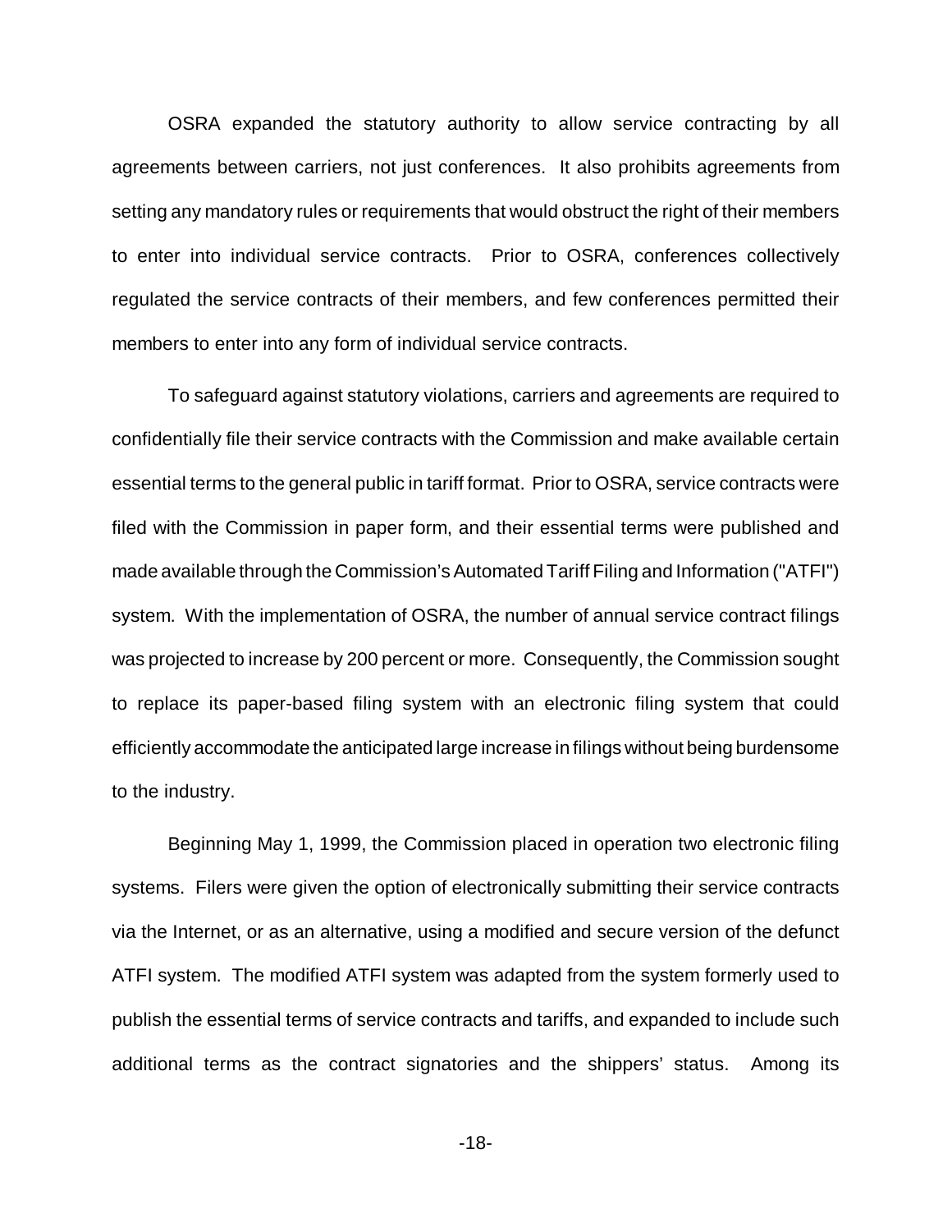OSRA expanded the statutory authority to allow service contracting by all agreements between carriers, not just conferences. It also prohibits agreements from setting any mandatory rules or requirements that would obstruct the right of their members to enter into individual service contracts. Prior to OSRA, conferences collectively regulated the service contracts of their members, and few conferences permitted their members to enter into any form of individual service contracts.

To safeguard against statutory violations, carriers and agreements are required to confidentially file their service contracts with the Commission and make available certain essential terms to the general public in tariff format. Prior to OSRA, service contracts were filed with the Commission in paper form, and their essential terms were published and made available through the Commission's Automated Tariff Filing and Information ("ATFI") system. With the implementation of OSRA, the number of annual service contract filings was projected to increase by 200 percent or more. Consequently, the Commission sought to replace its paper-based filing system with an electronic filing system that could efficiently accommodate the anticipated large increase in filings without being burdensome to the industry.

Beginning May 1, 1999, the Commission placed in operation two electronic filing systems. Filers were given the option of electronically submitting their service contracts via the Internet, or as an alternative, using a modified and secure version of the defunct ATFI system. The modified ATFI system was adapted from the system formerly used to publish the essential terms of service contracts and tariffs, and expanded to include such additional terms as the contract signatories and the shippers' status. Among its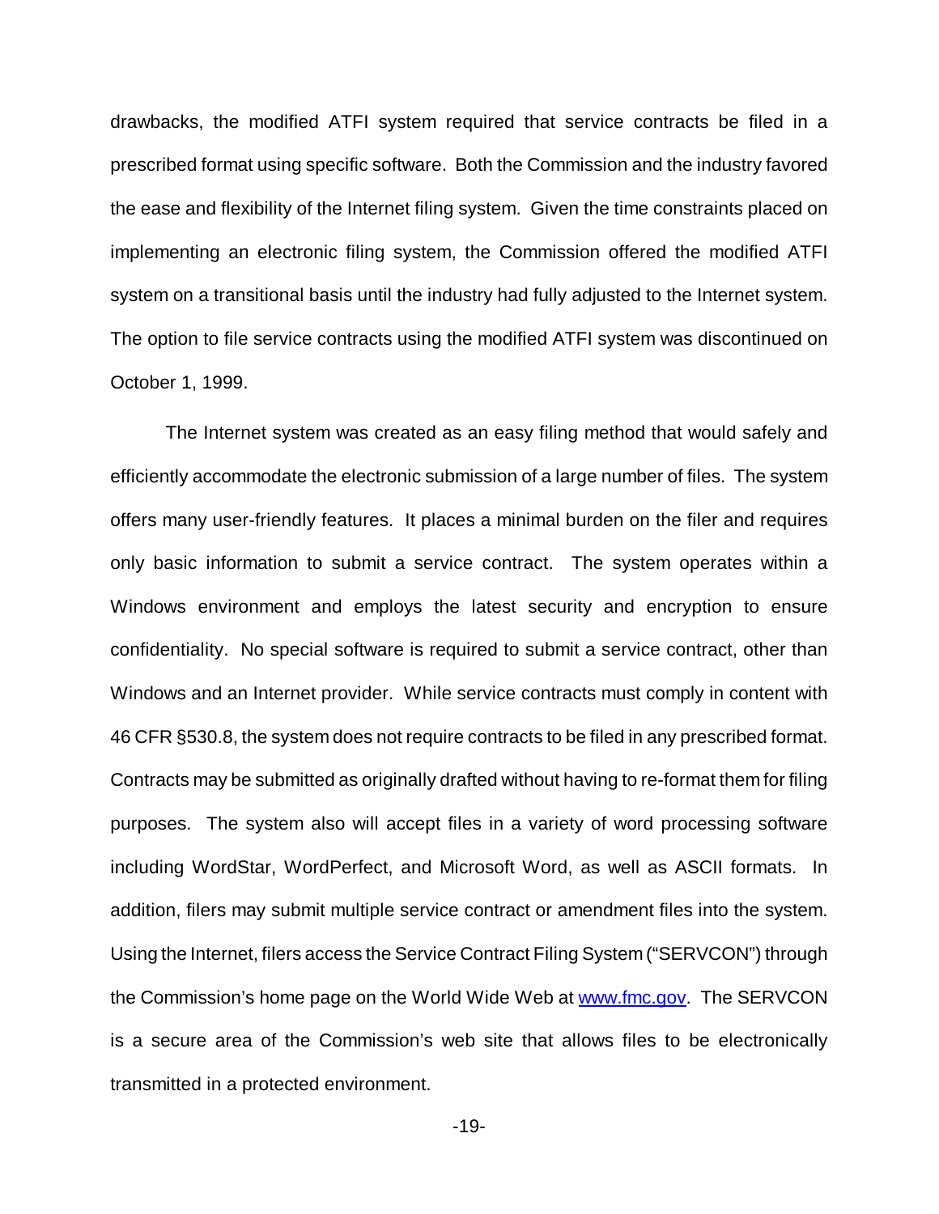drawbacks, the modified ATFI system required that service contracts be filed in a prescribed format using specific software. Both the Commission and the industry favored the ease and flexibility of the Internet filing system. Given the time constraints placed on implementing an electronic filing system, the Commission offered the modified ATFI system on a transitional basis until the industry had fully adjusted to the Internet system. The option to file service contracts using the modified ATFI system was discontinued on October 1, 1999.

The Internet system was created as an easy filing method that would safely and efficiently accommodate the electronic submission of a large number of files. The system offers many user-friendly features. It places a minimal burden on the filer and requires only basic information to submit a service contract. The system operates within a Windows environment and employs the latest security and encryption to ensure confidentiality. No special software is required to submit a service contract, other than Windows and an Internet provider. While service contracts must comply in content with 46 CFR §530.8, the system does not require contracts to be filed in any prescribed format. Contracts may be submitted as originally drafted without having to re-format them for filing purposes. The system also will accept files in a variety of word processing software including WordStar, WordPerfect, and Microsoft Word, as well as ASCII formats. In addition, filers may submit multiple service contract or amendment files into the system. Using the Internet, filers access the Service Contract Filing System ("SERVCON") through the Commission's home page on the World Wide Web at www.fmc.gov. The SERVCON is a secure area of the Commission's web site that allows files to be electronically transmitted in a protected environment.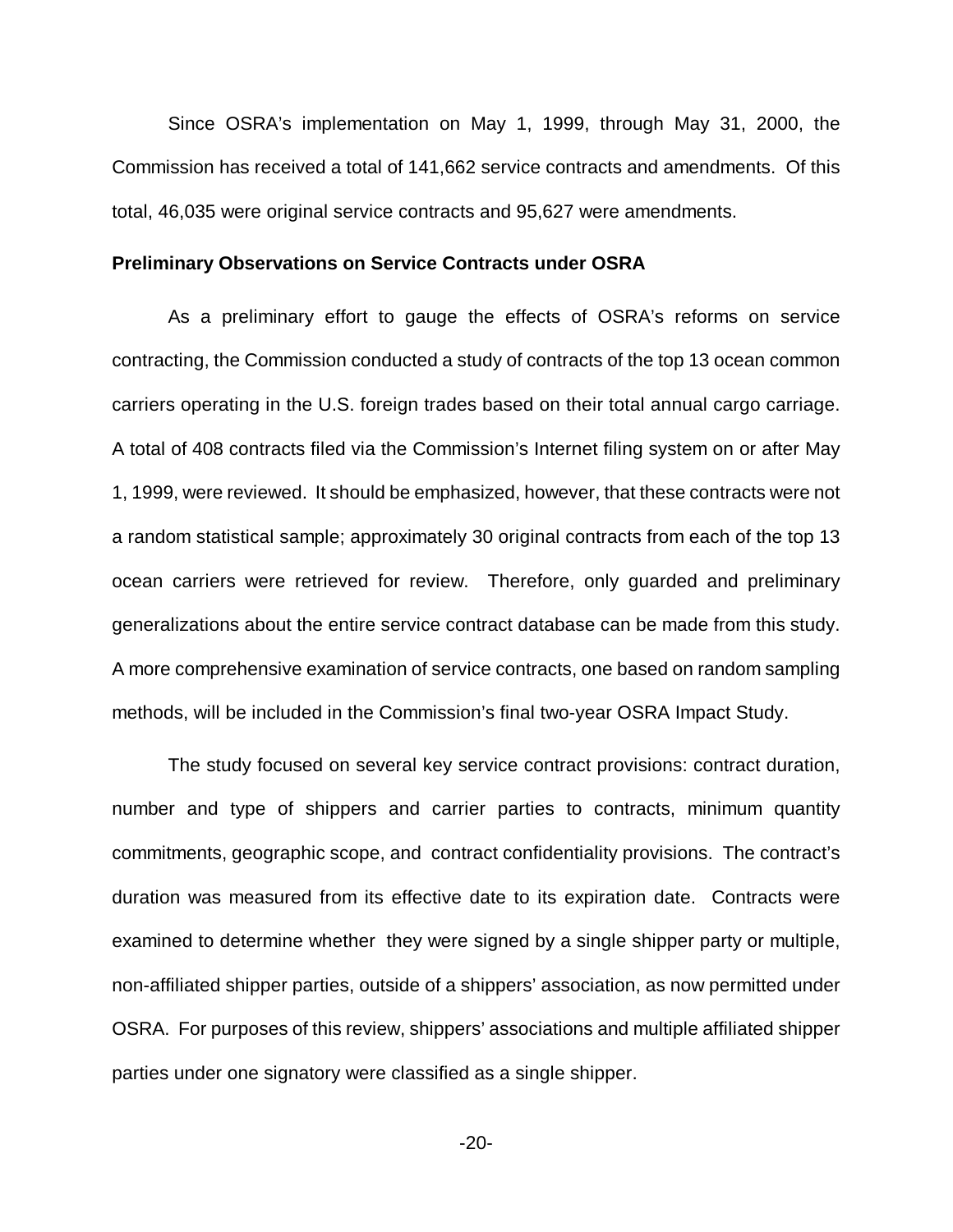Since OSRA's implementation on May 1, 1999, through May 31, 2000, the Commission has received a total of 141,662 service contracts and amendments. Of this total, 46,035 were original service contracts and 95,627 were amendments.

**Preliminary Observations on Service Contracts under OSRA**

As a preliminary effort to gauge the effects of OSRA's reforms on service contracting, the Commission conducted a study of contracts of the top 13 ocean common carriers operating in the U.S. foreign trades based on their total annual cargo carriage. A total of 408 contracts filed via the Commission's Internet filing system on or after May 1, 1999, were reviewed. It should be emphasized, however, that these contracts were not a random statistical sample; approximately 30 original contracts from each of the top 13 ocean carriers were retrieved for review. Therefore, only guarded and preliminary generalizations about the entire service contract database can be made from this study. A more comprehensive examination of service contracts, one based on random sampling methods, will be included in the Commission's final two-year OSRA Impact Study.

The study focused on several key service contract provisions: contract duration, number and type of shippers and carrier parties to contracts, minimum quantity commitments, geographic scope, and contract confidentiality provisions. The contract's duration was measured from its effective date to its expiration date. Contracts were examined to determine whether they were signed by a single shipper party or multiple, non-affiliated shipper parties, outside of a shippers' association, as now permitted under OSRA. For purposes of this review, shippers' associations and multiple affiliated shipper parties under one signatory were classified as a single shipper.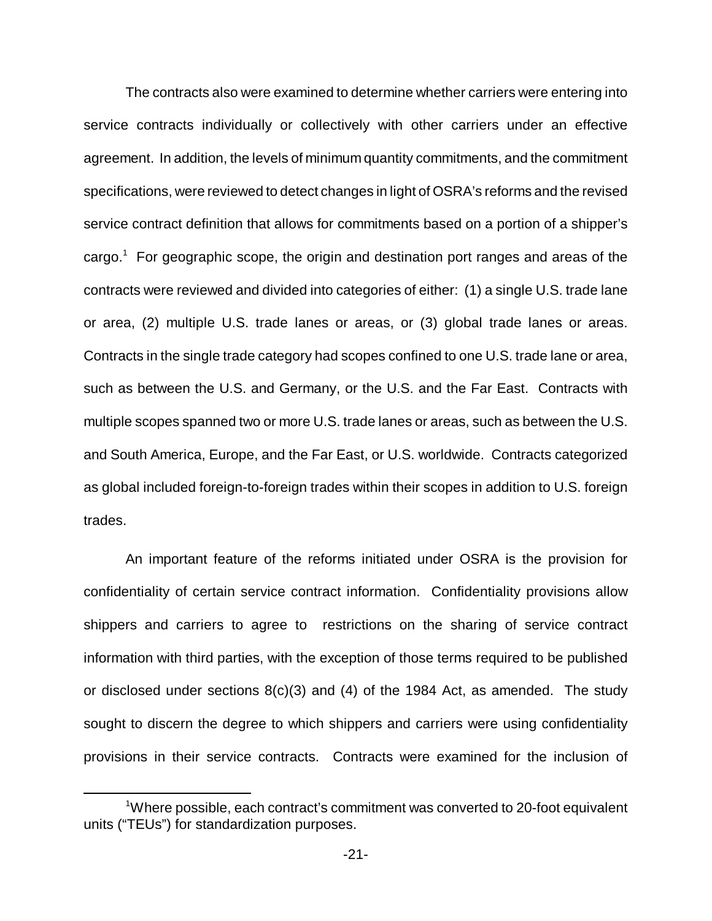The contracts also were examined to determine whether carriers were entering into service contracts individually or collectively with other carriers under an effective agreement. In addition, the levels of minimum quantity commitments, and the commitment specifications, were reviewed to detect changes in light of OSRA's reforms and the revised service contract definition that allows for commitments based on a portion of a shipper's cargo.[1] For geographic scope, the origin and destination port ranges and areas of the contracts were reviewed and divided into categories of either: (1) a single U.S. trade lane or area, (2) multiple U.S. trade lanes or areas, or (3) global trade lanes or areas. Contracts in the single trade category had scopes confined to one U.S. trade lane or area, such as between the U.S. and Germany, or the U.S. and the Far East. Contracts with multiple scopes spanned two or more U.S. trade lanes or areas, such as between the U.S. and South America, Europe, and the Far East, or U.S. worldwide. Contracts categorized as global included foreign-to-foreign trades within their scopes in addition to U.S. foreign trades.

An important feature of the reforms initiated under OSRA is the provision for confidentiality of certain service contract information. Confidentiality provisions allow shippers and carriers to agree to restrictions on the sharing of service contract information with third parties, with the exception of those terms required to be published or disclosed under sections 8(c)(3) and (4) of the 1984 Act, as amended. The study sought to discern the degree to which shippers and carriers were using confidentiality provisions in their service contracts. Contracts were examined for the inclusion of

[1] Where possible, each contract's commitment was converted to 20-foot equivalent units ("TEUs") for standardization purposes.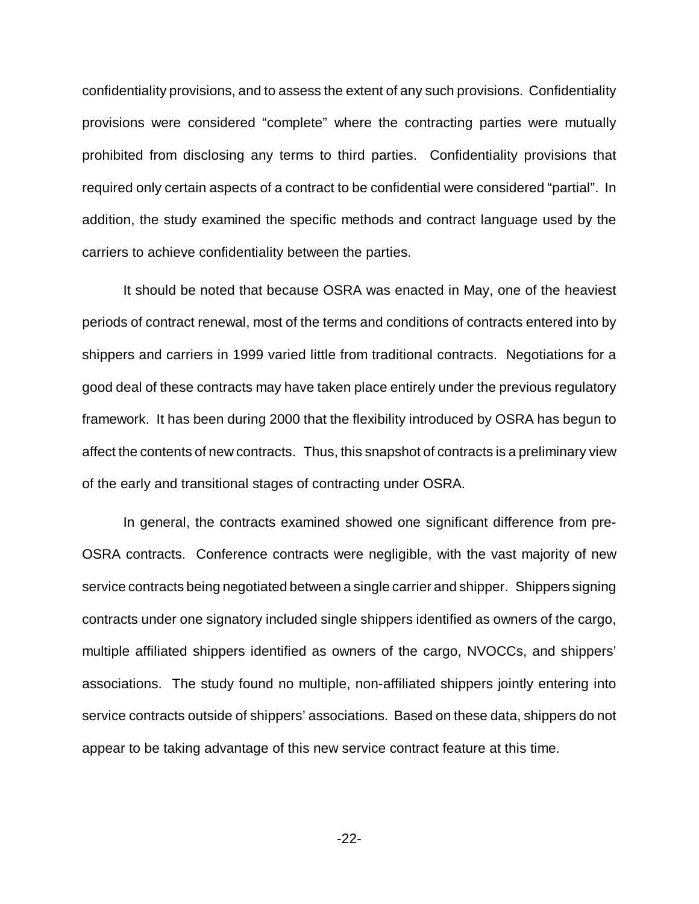confidentiality provisions, and to assess the extent of any such provisions. Confidentiality provisions were considered "complete" where the contracting parties were mutually prohibited from disclosing any terms to third parties. Confidentiality provisions that required only certain aspects of a contract to be confidential were considered "partial". In addition, the study examined the specific methods and contract language used by the carriers to achieve confidentiality between the parties.

It should be noted that because OSRA was enacted in May, one of the heaviest periods of contract renewal, most of the terms and conditions of contracts entered into by shippers and carriers in 1999 varied little from traditional contracts. Negotiations for a good deal of these contracts may have taken place entirely under the previous regulatory framework. It has been during 2000 that the flexibility introduced by OSRA has begun to affect the contents of new contracts. Thus, this snapshot of contracts is a preliminary view of the early and transitional stages of contracting under OSRA.

In general, the contracts examined showed one significant difference from pre-OSRA contracts. Conference contracts were negligible, with the vast majority of new service contracts being negotiated between a single carrier and shipper. Shippers signing contracts under one signatory included single shippers identified as owners of the cargo, multiple affiliated shippers identified as owners of the cargo, NVOCCs, and shippers' associations. The study found no multiple, non-affiliated shippers jointly entering into service contracts outside of shippers' associations. Based on these data, shippers do not appear to be taking advantage of this new service contract feature at this time.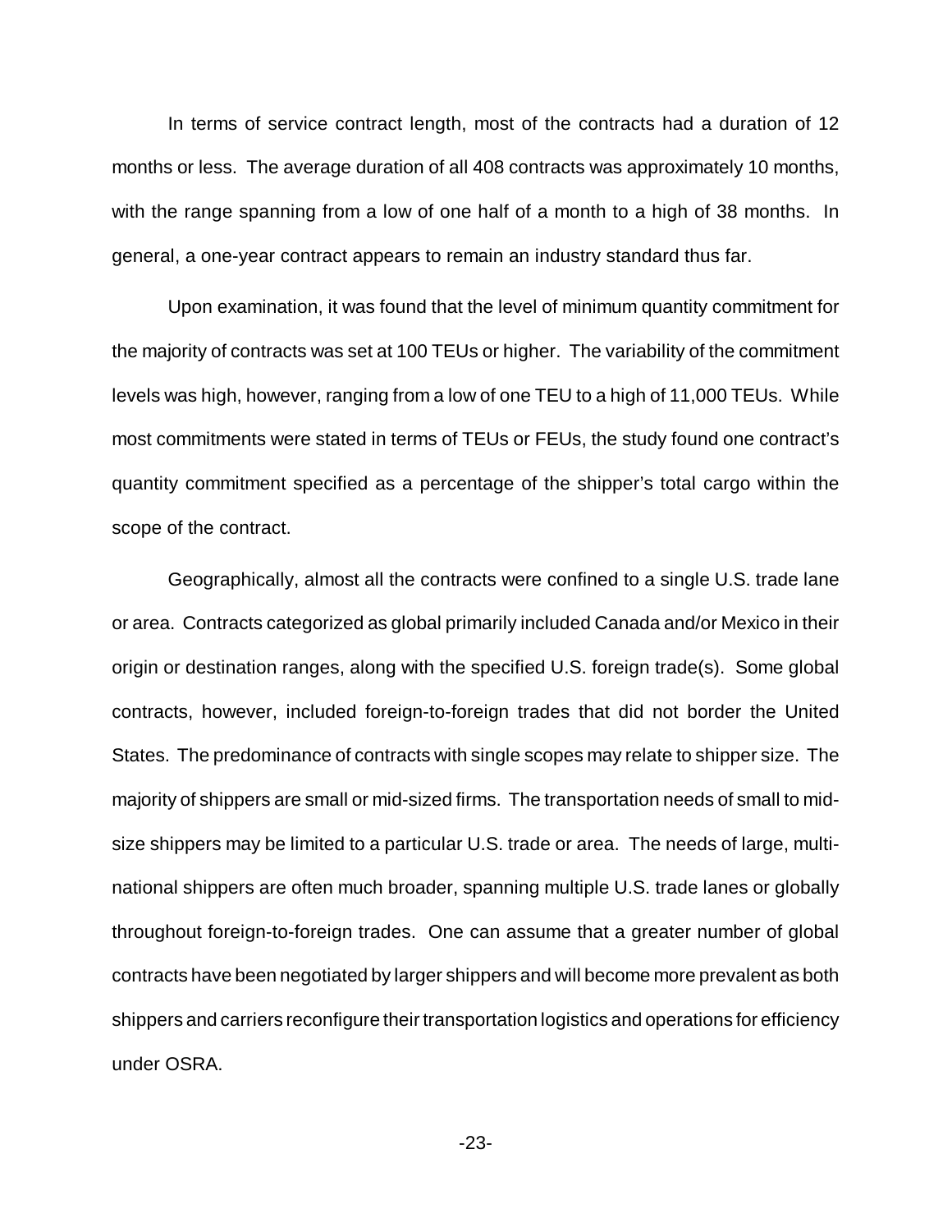In terms of service contract length, most of the contracts had a duration of 12 months or less. The average duration of all 408 contracts was approximately 10 months, with the range spanning from a low of one half of a month to a high of 38 months. In general, a one-year contract appears to remain an industry standard thus far.

Upon examination, it was found that the level of minimum quantity commitment for the majority of contracts was set at 100 TEUs or higher. The variability of the commitment levels was high, however, ranging from a low of one TEU to a high of 11,000 TEUs. While most commitments were stated in terms of TEUs or FEUs, the study found one contract's quantity commitment specified as a percentage of the shipper's total cargo within the scope of the contract.

Geographically, almost all the contracts were confined to a single U.S. trade lane or area. Contracts categorized as global primarily included Canada and/or Mexico in their origin or destination ranges, along with the specified U.S. foreign trade(s). Some global contracts, however, included foreign-to-foreign trades that did not border the United States. The predominance of contracts with single scopes may relate to shipper size. The majority of shippers are small or mid-sized firms. The transportation needs of small to mid-size shippers may be limited to a particular U.S. trade or area. The needs of large, multi-national shippers are often much broader, spanning multiple U.S. trade lanes or globally throughout foreign-to-foreign trades. One can assume that a greater number of global contracts have been negotiated by larger shippers and will become more prevalent as both shippers and carriers reconfigure their transportation logistics and operations for efficiency under OSRA.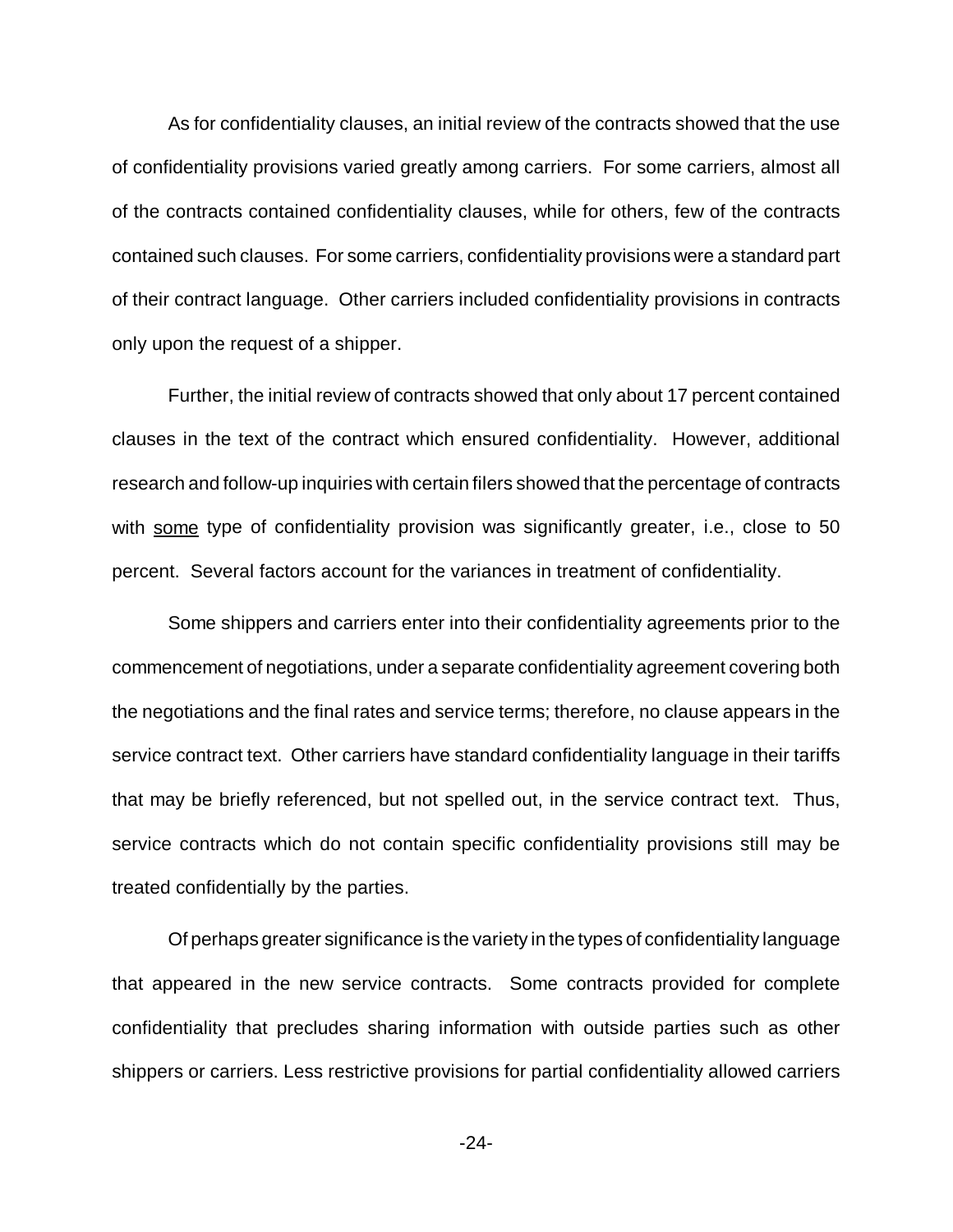As for confidentiality clauses, an initial review of the contracts showed that the use of confidentiality provisions varied greatly among carriers. For some carriers, almost all of the contracts contained confidentiality clauses, while for others, few of the contracts contained such clauses. For some carriers, confidentiality provisions were a standard part of their contract language. Other carriers included confidentiality provisions in contracts only upon the request of a shipper.

Further, the initial review of contracts showed that only about 17 percent contained clauses in the text of the contract which ensured confidentiality. However, additional research and follow-up inquiries with certain filers showed that the percentage of contracts with <u>some</u> type of confidentiality provision was significantly greater, i.e., close to 50 percent. Several factors account for the variances in treatment of confidentiality.

Some shippers and carriers enter into their confidentiality agreements prior to the commencement of negotiations, under a separate confidentiality agreement covering both the negotiations and the final rates and service terms; therefore, no clause appears in the service contract text. Other carriers have standard confidentiality language in their tariffs that may be briefly referenced, but not spelled out, in the service contract text. Thus, service contracts which do not contain specific confidentiality provisions still may be treated confidentially by the parties.

Of perhaps greater significance is the variety in the types of confidentiality language that appeared in the new service contracts. Some contracts provided for complete confidentiality that precludes sharing information with outside parties such as other shippers or carriers. Less restrictive provisions for partial confidentiality allowed carriers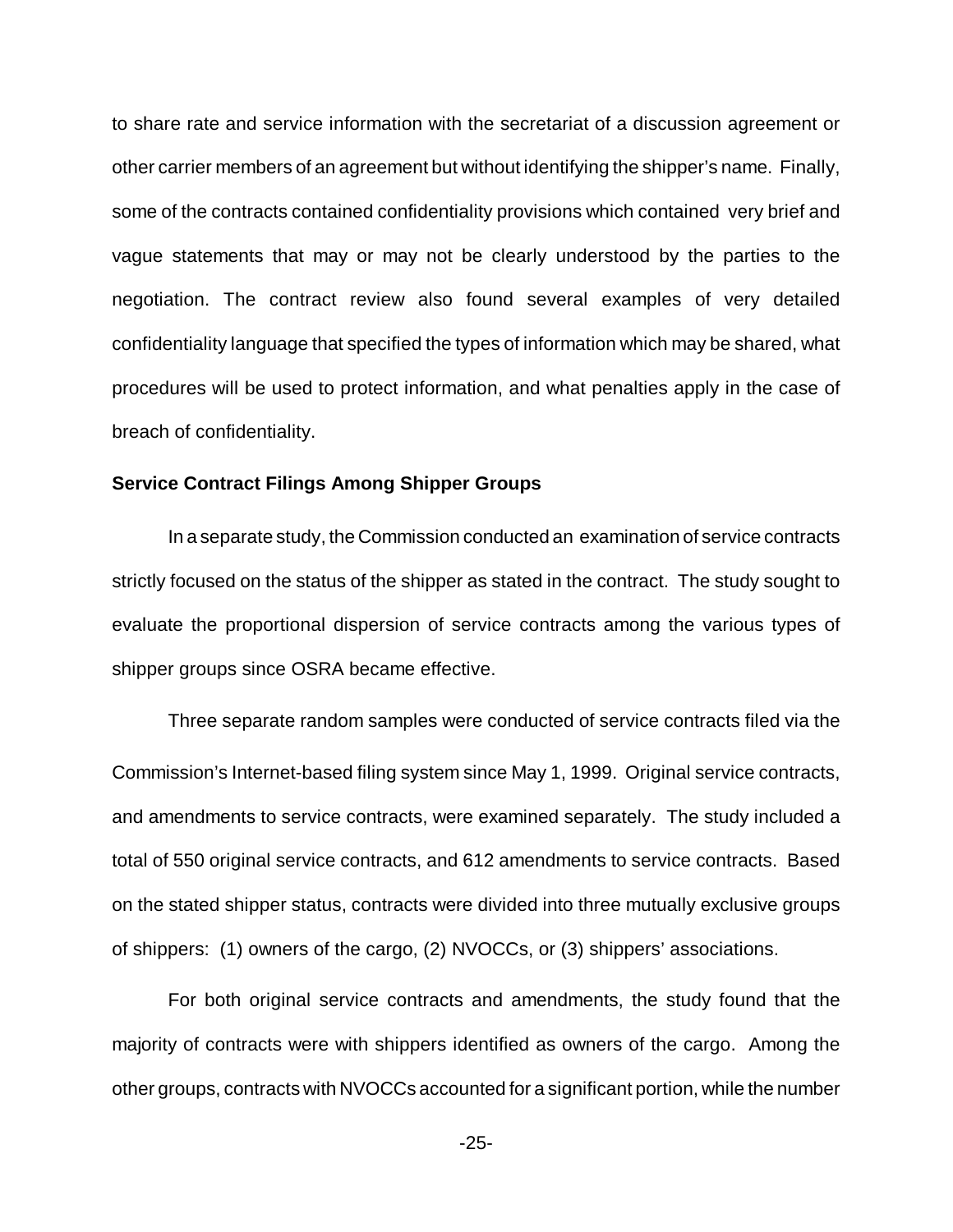to share rate and service information with the secretariat of a discussion agreement or other carrier members of an agreement but without identifying the shipper's name. Finally, some of the contracts contained confidentiality provisions which contained very brief and vague statements that may or may not be clearly understood by the parties to the negotiation. The contract review also found several examples of very detailed confidentiality language that specified the types of information which may be shared, what procedures will be used to protect information, and what penalties apply in the case of breach of confidentiality.

**Service Contract Filings Among Shipper Groups**

In a separate study, the Commission conducted an examination of service contracts strictly focused on the status of the shipper as stated in the contract. The study sought to evaluate the proportional dispersion of service contracts among the various types of shipper groups since OSRA became effective.

Three separate random samples were conducted of service contracts filed via the Commission's Internet-based filing system since May 1, 1999. Original service contracts, and amendments to service contracts, were examined separately. The study included a total of 550 original service contracts, and 612 amendments to service contracts. Based on the stated shipper status, contracts were divided into three mutually exclusive groups of shippers: (1) owners of the cargo, (2) NVOCCs, or (3) shippers' associations.

For both original service contracts and amendments, the study found that the majority of contracts were with shippers identified as owners of the cargo. Among the other groups, contracts with NVOCCs accounted for a significant portion, while the number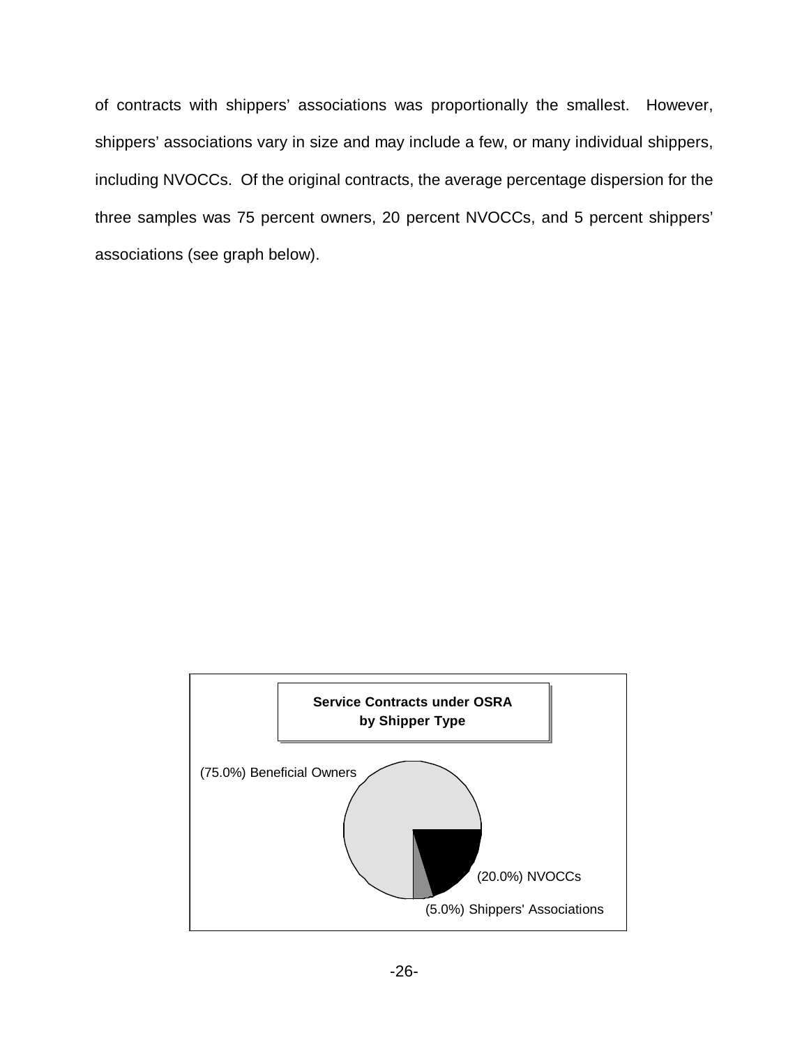of contracts with shippers' associations was proportionally the smallest. However, shippers' associations vary in size and may include a few, or many individual shippers, including NVOCCs. Of the original contracts, the average percentage dispersion for the three samples was 75 percent owners, 20 percent NVOCCs, and 5 percent shippers' associations (see graph below).

**Service Contracts under OSRA by Shipper Type**

(75.0%) Beneficial Owners

(20.0%) NVOCCs

(5.0%) Shippers' Associations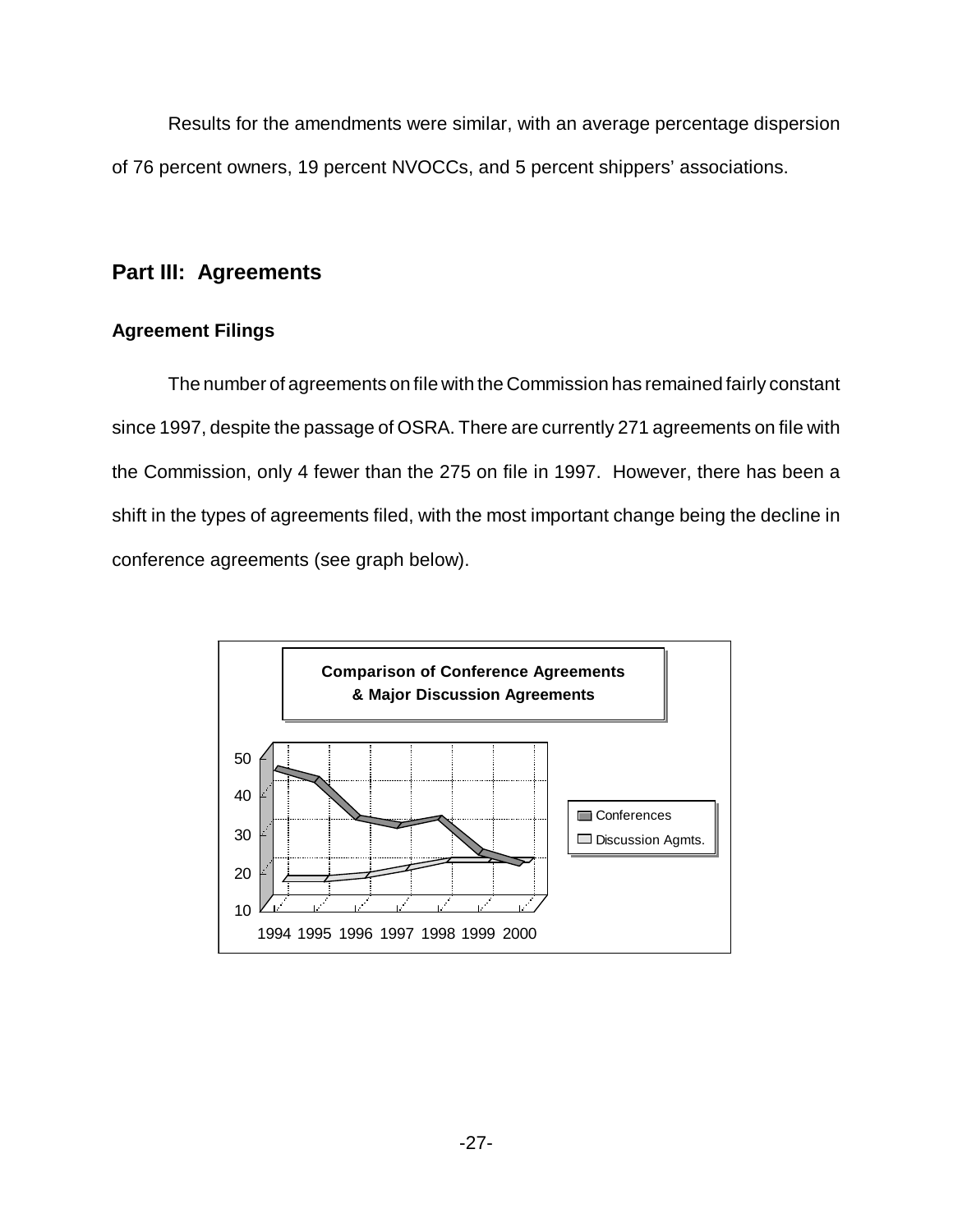Results for the amendments were similar, with an average percentage dispersion of 76 percent owners, 19 percent NVOCCs, and 5 percent shippers' associations.

## Part III: Agreements

### Agreement Filings

The number of agreements on file with the Commission has remained fairly constant since 1997, despite the passage of OSRA. There are currently 271 agreements on file with the Commission, only 4 fewer than the 275 on file in 1997. However, there has been a shift in the types of agreements filed, with the most important change being the decline in conference agreements (see graph below).

**Comparison of Conference Agreements & Major Discussion Agreements**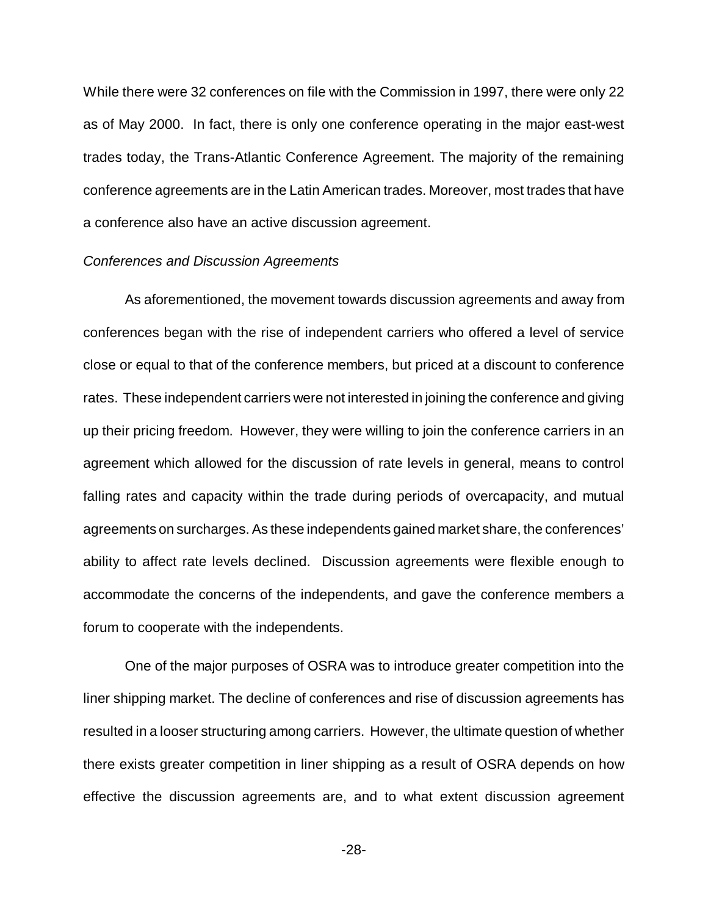While there were 32 conferences on file with the Commission in 1997, there were only 22 as of May 2000. In fact, there is only one conference operating in the major east-west trades today, the Trans-Atlantic Conference Agreement. The majority of the remaining conference agreements are in the Latin American trades. Moreover, most trades that have a conference also have an active discussion agreement.

*Conferences and Discussion Agreements*

As aforementioned, the movement towards discussion agreements and away from conferences began with the rise of independent carriers who offered a level of service close or equal to that of the conference members, but priced at a discount to conference rates. These independent carriers were not interested in joining the conference and giving up their pricing freedom. However, they were willing to join the conference carriers in an agreement which allowed for the discussion of rate levels in general, means to control falling rates and capacity within the trade during periods of overcapacity, and mutual agreements on surcharges. As these independents gained market share, the conferences' ability to affect rate levels declined. Discussion agreements were flexible enough to accommodate the concerns of the independents, and gave the conference members a forum to cooperate with the independents.

One of the major purposes of OSRA was to introduce greater competition into the liner shipping market. The decline of conferences and rise of discussion agreements has resulted in a looser structuring among carriers. However, the ultimate question of whether there exists greater competition in liner shipping as a result of OSRA depends on how effective the discussion agreements are, and to what extent discussion agreement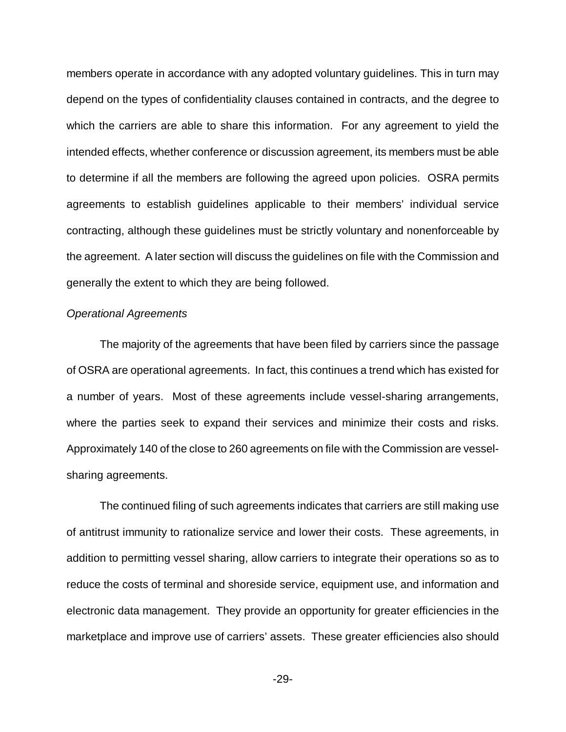members operate in accordance with any adopted voluntary guidelines. This in turn may depend on the types of confidentiality clauses contained in contracts, and the degree to which the carriers are able to share this information. For any agreement to yield the intended effects, whether conference or discussion agreement, its members must be able to determine if all the members are following the agreed upon policies. OSRA permits agreements to establish guidelines applicable to their members' individual service contracting, although these guidelines must be strictly voluntary and nonenforceable by the agreement. A later section will discuss the guidelines on file with the Commission and generally the extent to which they are being followed.

*Operational Agreements*

The majority of the agreements that have been filed by carriers since the passage of OSRA are operational agreements. In fact, this continues a trend which has existed for a number of years. Most of these agreements include vessel-sharing arrangements, where the parties seek to expand their services and minimize their costs and risks. Approximately 140 of the close to 260 agreements on file with the Commission are vessel-sharing agreements.

The continued filing of such agreements indicates that carriers are still making use of antitrust immunity to rationalize service and lower their costs. These agreements, in addition to permitting vessel sharing, allow carriers to integrate their operations so as to reduce the costs of terminal and shoreside service, equipment use, and information and electronic data management. They provide an opportunity for greater efficiencies in the marketplace and improve use of carriers' assets. These greater efficiencies also should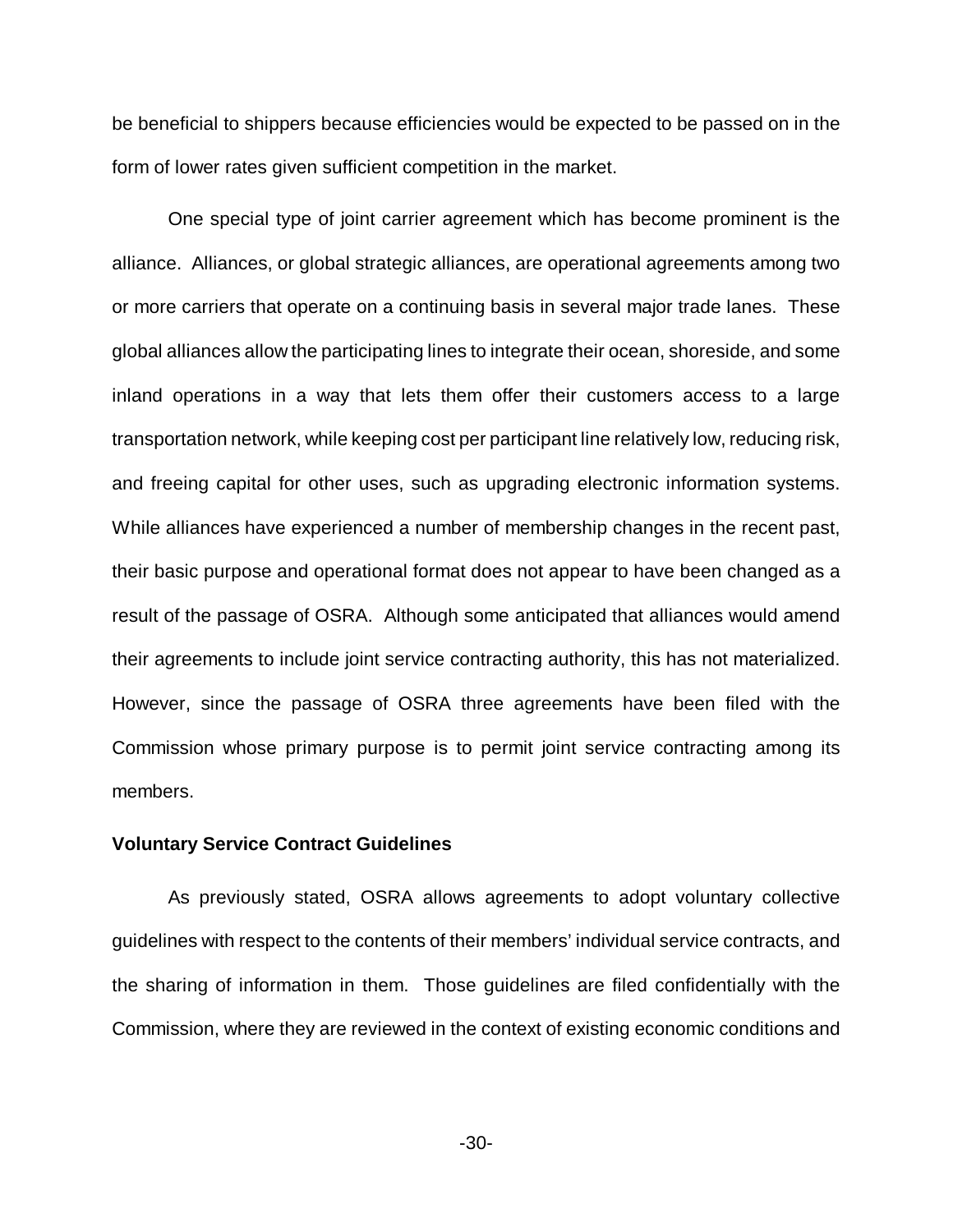be beneficial to shippers because efficiencies would be expected to be passed on in the form of lower rates given sufficient competition in the market.

One special type of joint carrier agreement which has become prominent is the alliance. Alliances, or global strategic alliances, are operational agreements among two or more carriers that operate on a continuing basis in several major trade lanes. These global alliances allow the participating lines to integrate their ocean, shoreside, and some inland operations in a way that lets them offer their customers access to a large transportation network, while keeping cost per participant line relatively low, reducing risk, and freeing capital for other uses, such as upgrading electronic information systems. While alliances have experienced a number of membership changes in the recent past, their basic purpose and operational format does not appear to have been changed as a result of the passage of OSRA. Although some anticipated that alliances would amend their agreements to include joint service contracting authority, this has not materialized. However, since the passage of OSRA three agreements have been filed with the Commission whose primary purpose is to permit joint service contracting among its members.

**Voluntary Service Contract Guidelines**

As previously stated, OSRA allows agreements to adopt voluntary collective guidelines with respect to the contents of their members' individual service contracts, and the sharing of information in them. Those guidelines are filed confidentially with the Commission, where they are reviewed in the context of existing economic conditions and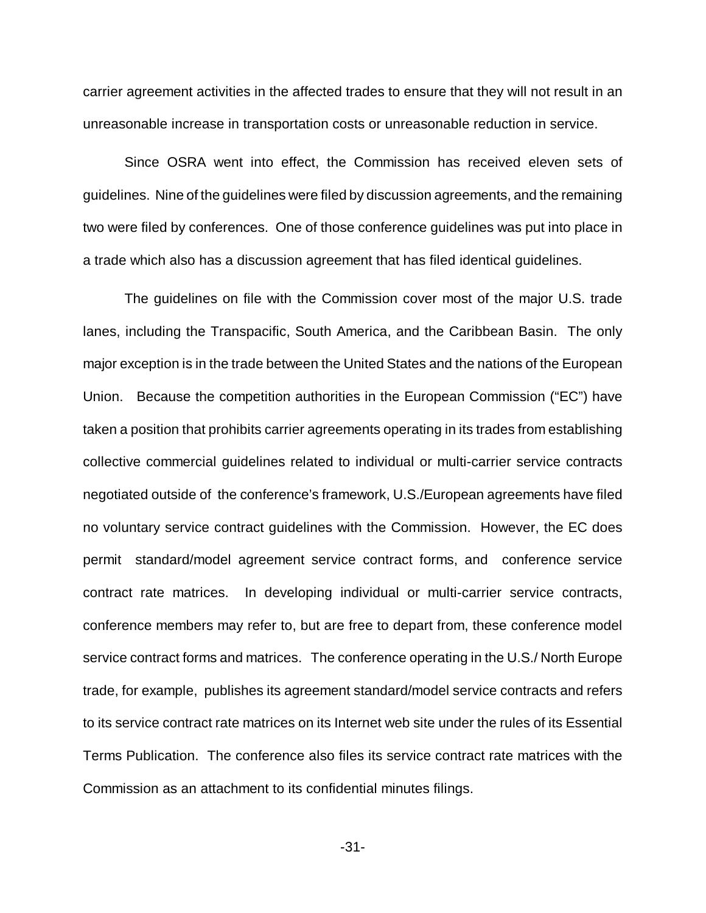carrier agreement activities in the affected trades to ensure that they will not result in an unreasonable increase in transportation costs or unreasonable reduction in service.

Since OSRA went into effect, the Commission has received eleven sets of guidelines. Nine of the guidelines were filed by discussion agreements, and the remaining two were filed by conferences. One of those conference guidelines was put into place in a trade which also has a discussion agreement that has filed identical guidelines.

The guidelines on file with the Commission cover most of the major U.S. trade lanes, including the Transpacific, South America, and the Caribbean Basin. The only major exception is in the trade between the United States and the nations of the European Union. Because the competition authorities in the European Commission ("EC") have taken a position that prohibits carrier agreements operating in its trades from establishing collective commercial guidelines related to individual or multi-carrier service contracts negotiated outside of the conference's framework, U.S./European agreements have filed no voluntary service contract guidelines with the Commission. However, the EC does permit standard/model agreement service contract forms, and conference service contract rate matrices. In developing individual or multi-carrier service contracts, conference members may refer to, but are free to depart from, these conference model service contract forms and matrices. The conference operating in the U.S./ North Europe trade, for example, publishes its agreement standard/model service contracts and refers to its service contract rate matrices on its Internet web site under the rules of its Essential Terms Publication. The conference also files its service contract rate matrices with the Commission as an attachment to its confidential minutes filings.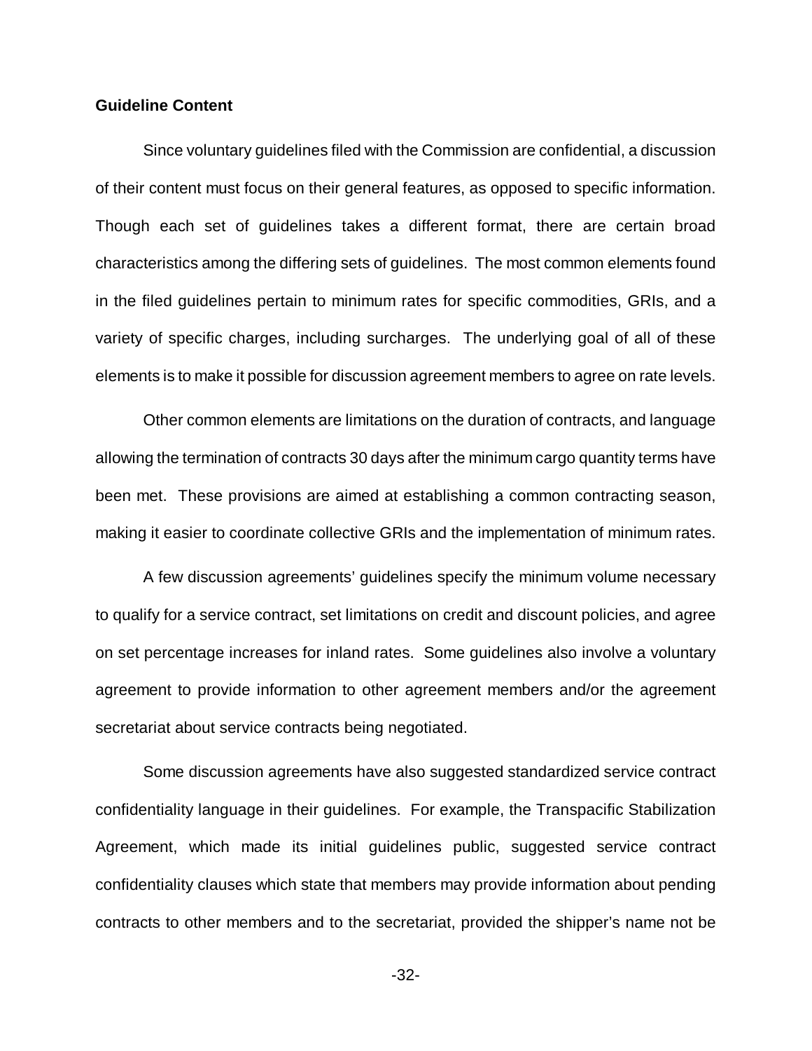**Guideline Content**

Since voluntary guidelines filed with the Commission are confidential, a discussion of their content must focus on their general features, as opposed to specific information. Though each set of guidelines takes a different format, there are certain broad characteristics among the differing sets of guidelines. The most common elements found in the filed guidelines pertain to minimum rates for specific commodities, GRIs, and a variety of specific charges, including surcharges. The underlying goal of all of these elements is to make it possible for discussion agreement members to agree on rate levels.

Other common elements are limitations on the duration of contracts, and language allowing the termination of contracts 30 days after the minimum cargo quantity terms have been met. These provisions are aimed at establishing a common contracting season, making it easier to coordinate collective GRIs and the implementation of minimum rates.

A few discussion agreements' guidelines specify the minimum volume necessary to qualify for a service contract, set limitations on credit and discount policies, and agree on set percentage increases for inland rates. Some guidelines also involve a voluntary agreement to provide information to other agreement members and/or the agreement secretariat about service contracts being negotiated.

Some discussion agreements have also suggested standardized service contract confidentiality language in their guidelines. For example, the Transpacific Stabilization Agreement, which made its initial guidelines public, suggested service contract confidentiality clauses which state that members may provide information about pending contracts to other members and to the secretariat, provided the shipper's name not be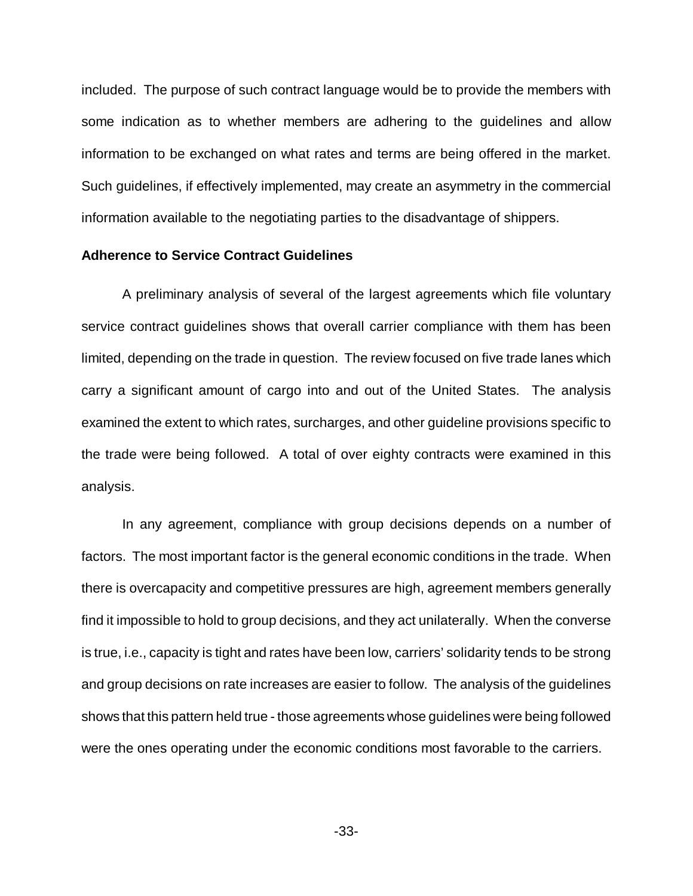included. The purpose of such contract language would be to provide the members with some indication as to whether members are adhering to the guidelines and allow information to be exchanged on what rates and terms are being offered in the market. Such guidelines, if effectively implemented, may create an asymmetry in the commercial information available to the negotiating parties to the disadvantage of shippers.

**Adherence to Service Contract Guidelines**

A preliminary analysis of several of the largest agreements which file voluntary service contract guidelines shows that overall carrier compliance with them has been limited, depending on the trade in question. The review focused on five trade lanes which carry a significant amount of cargo into and out of the United States. The analysis examined the extent to which rates, surcharges, and other guideline provisions specific to the trade were being followed. A total of over eighty contracts were examined in this analysis.

In any agreement, compliance with group decisions depends on a number of factors. The most important factor is the general economic conditions in the trade. When there is overcapacity and competitive pressures are high, agreement members generally find it impossible to hold to group decisions, and they act unilaterally. When the converse is true, i.e., capacity is tight and rates have been low, carriers' solidarity tends to be strong and group decisions on rate increases are easier to follow. The analysis of the guidelines shows that this pattern held true - those agreements whose guidelines were being followed were the ones operating under the economic conditions most favorable to the carriers.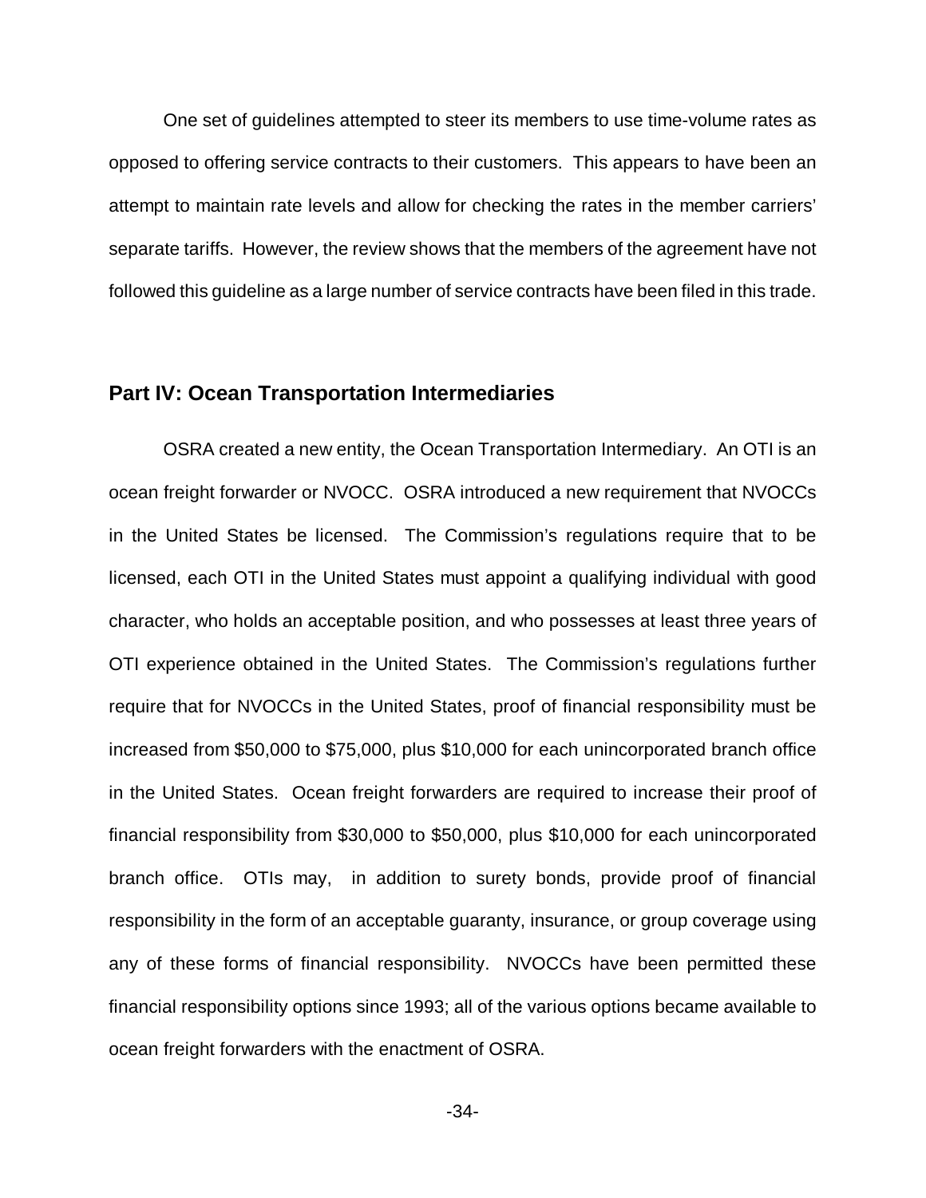One set of guidelines attempted to steer its members to use time-volume rates as opposed to offering service contracts to their customers. This appears to have been an attempt to maintain rate levels and allow for checking the rates in the member carriers' separate tariffs. However, the review shows that the members of the agreement have not followed this guideline as a large number of service contracts have been filed in this trade.

## Part IV: Ocean Transportation Intermediaries

OSRA created a new entity, the Ocean Transportation Intermediary. An OTI is an ocean freight forwarder or NVOCC. OSRA introduced a new requirement that NVOCCs in the United States be licensed. The Commission's regulations require that to be licensed, each OTI in the United States must appoint a qualifying individual with good character, who holds an acceptable position, and who possesses at least three years of OTI experience obtained in the United States. The Commission's regulations further require that for NVOCCs in the United States, proof of financial responsibility must be increased from $50,000 to $75,000, plus $10,000 for each unincorporated branch office in the United States. Ocean freight forwarders are required to increase their proof of financial responsibility from $30,000 to $50,000, plus $10,000 for each unincorporated branch office. OTIs may, in addition to surety bonds, provide proof of financial responsibility in the form of an acceptable guaranty, insurance, or group coverage using any of these forms of financial responsibility. NVOCCs have been permitted these financial responsibility options since 1993; all of the various options became available to ocean freight forwarders with the enactment of OSRA.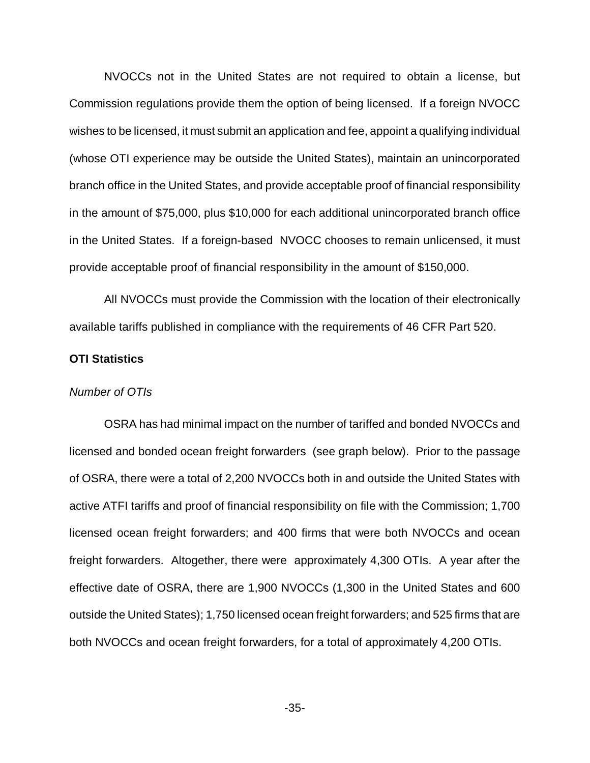NVOCCs not in the United States are not required to obtain a license, but Commission regulations provide them the option of being licensed. If a foreign NVOCC wishes to be licensed, it must submit an application and fee, appoint a qualifying individual (whose OTI experience may be outside the United States), maintain an unincorporated branch office in the United States, and provide acceptable proof of financial responsibility in the amount of $75,000, plus $10,000 for each additional unincorporated branch office in the United States. If a foreign-based NVOCC chooses to remain unlicensed, it must provide acceptable proof of financial responsibility in the amount of $150,000.

All NVOCCs must provide the Commission with the location of their electronically available tariffs published in compliance with the requirements of 46 CFR Part 520.

**OTI Statistics**

*Number of OTIs*

OSRA has had minimal impact on the number of tariffed and bonded NVOCCs and licensed and bonded ocean freight forwarders (see graph below). Prior to the passage of OSRA, there were a total of 2,200 NVOCCs both in and outside the United States with active ATFI tariffs and proof of financial responsibility on file with the Commission; 1,700 licensed ocean freight forwarders; and 400 firms that were both NVOCCs and ocean freight forwarders. Altogether, there were approximately 4,300 OTIs. A year after the effective date of OSRA, there are 1,900 NVOCCs (1,300 in the United States and 600 outside the United States); 1,750 licensed ocean freight forwarders; and 525 firms that are both NVOCCs and ocean freight forwarders, for a total of approximately 4,200 OTIs.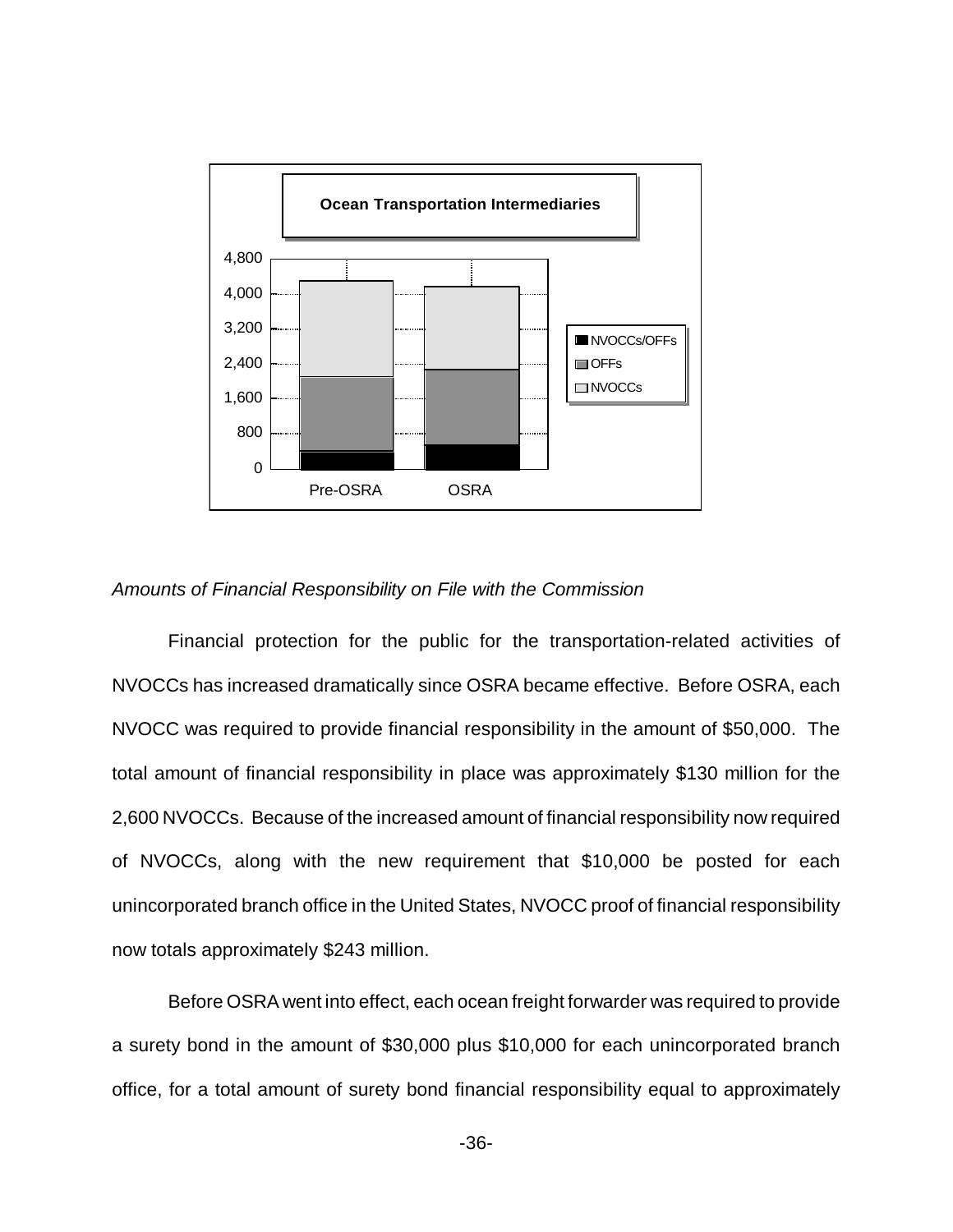*Amounts of Financial Responsibility on File with the Commission*

Financial protection for the public for the transportation-related activities of NVOCCs has increased dramatically since OSRA became effective. Before OSRA, each NVOCC was required to provide financial responsibility in the amount of $50,000. The total amount of financial responsibility in place was approximately $130 million for the 2,600 NVOCCs. Because of the increased amount of financial responsibility now required of NVOCCs, along with the new requirement that $10,000 be posted for each unincorporated branch office in the United States, NVOCC proof of financial responsibility now totals approximately $243 million.

Before OSRA went into effect, each ocean freight forwarder was required to provide a surety bond in the amount of $30,000 plus $10,000 for each unincorporated branch office, for a total amount of surety bond financial responsibility equal to approximately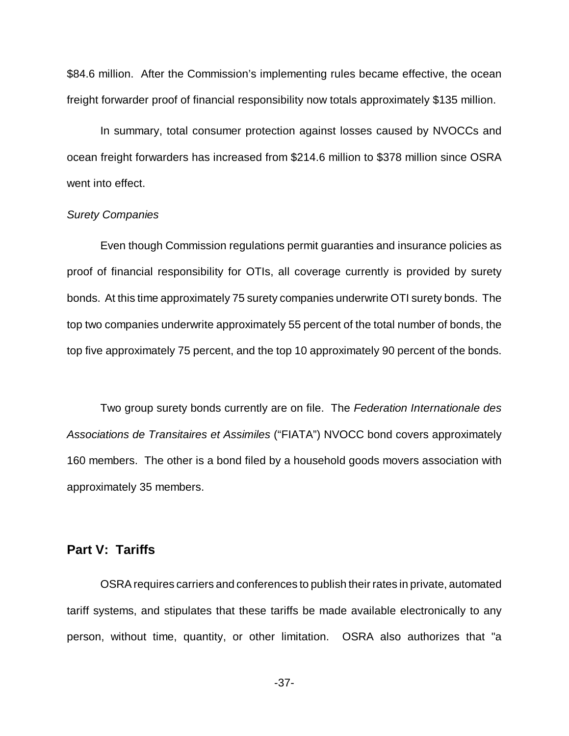$84.6 million. After the Commission's implementing rules became effective, the ocean freight forwarder proof of financial responsibility now totals approximately $135 million.

In summary, total consumer protection against losses caused by NVOCCs and ocean freight forwarders has increased from $214.6 million to $378 million since OSRA went into effect.

*Surety Companies*

Even though Commission regulations permit guaranties and insurance policies as proof of financial responsibility for OTIs, all coverage currently is provided by surety bonds. At this time approximately 75 surety companies underwrite OTI surety bonds. The top two companies underwrite approximately 55 percent of the total number of bonds, the top five approximately 75 percent, and the top 10 approximately 90 percent of the bonds.

Two group surety bonds currently are on file. The *Federation Internationale des Associations de Transitaires et Assimiles* ("FIATA") NVOCC bond covers approximately 160 members. The other is a bond filed by a household goods movers association with approximately 35 members.

## Part V: Tariffs

OSRA requires carriers and conferences to publish their rates in private, automated tariff systems, and stipulates that these tariffs be made available electronically to any person, without time, quantity, or other limitation. OSRA also authorizes that "a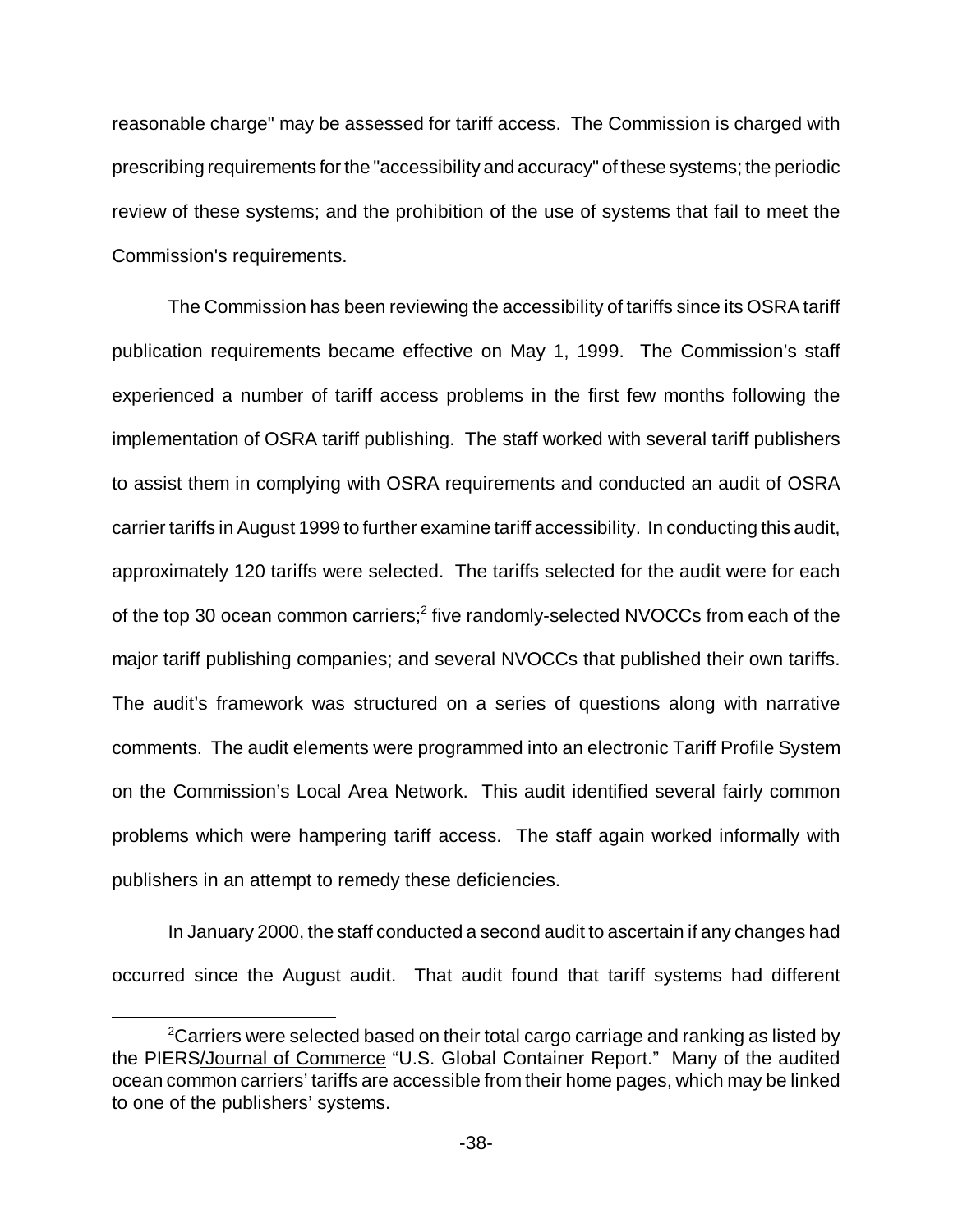reasonable charge" may be assessed for tariff access. The Commission is charged with prescribing requirements for the "accessibility and accuracy" of these systems; the periodic review of these systems; and the prohibition of the use of systems that fail to meet the Commission's requirements.

The Commission has been reviewing the accessibility of tariffs since its OSRA tariff publication requirements became effective on May 1, 1999. The Commission's staff experienced a number of tariff access problems in the first few months following the implementation of OSRA tariff publishing. The staff worked with several tariff publishers to assist them in complying with OSRA requirements and conducted an audit of OSRA carrier tariffs in August 1999 to further examine tariff accessibility. In conducting this audit, approximately 120 tariffs were selected. The tariffs selected for the audit were for each of the top 30 ocean common carriers;[2] five randomly-selected NVOCCs from each of the major tariff publishing companies; and several NVOCCs that published their own tariffs. The audit's framework was structured on a series of questions along with narrative comments. The audit elements were programmed into an electronic Tariff Profile System on the Commission's Local Area Network. This audit identified several fairly common problems which were hampering tariff access. The staff again worked informally with publishers in an attempt to remedy these deficiencies.

In January 2000, the staff conducted a second audit to ascertain if any changes had occurred since the August audit. That audit found that tariff systems had different

---

[2] Carriers were selected based on their total cargo carriage and ranking as listed by the PIERS/Journal of Commerce "U.S. Global Container Report." Many of the audited ocean common carriers' tariffs are accessible from their home pages, which may be linked to one of the publishers' systems.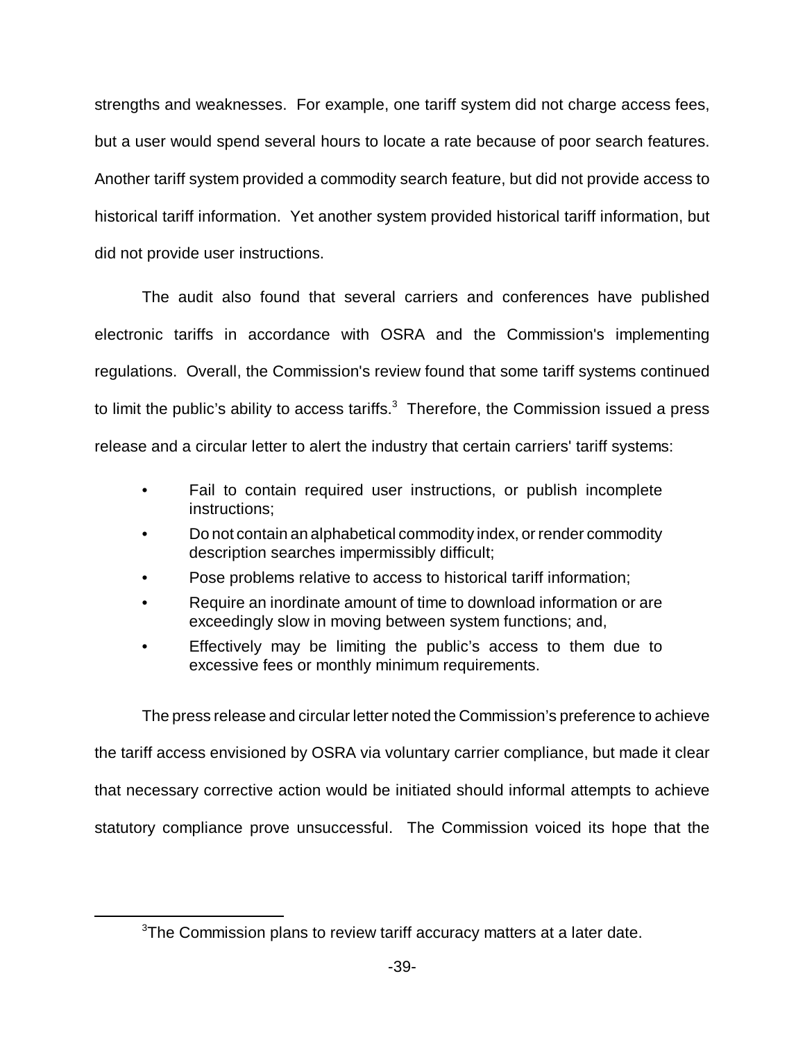strengths and weaknesses. For example, one tariff system did not charge access fees, but a user would spend several hours to locate a rate because of poor search features. Another tariff system provided a commodity search feature, but did not provide access to historical tariff information. Yet another system provided historical tariff information, but did not provide user instructions.

The audit also found that several carriers and conferences have published electronic tariffs in accordance with OSRA and the Commission's implementing regulations. Overall, the Commission's review found that some tariff systems continued to limit the public's ability to access tariffs.[3] Therefore, the Commission issued a press release and a circular letter to alert the industry that certain carriers' tariff systems:

- Fail to contain required user instructions, or publish incomplete instructions;
- Do not contain an alphabetical commodity index, or render commodity description searches impermissibly difficult;
- Pose problems relative to access to historical tariff information;
- Require an inordinate amount of time to download information or are exceedingly slow in moving between system functions; and,
- Effectively may be limiting the public's access to them due to excessive fees or monthly minimum requirements.

The press release and circular letter noted the Commission's preference to achieve the tariff access envisioned by OSRA via voluntary carrier compliance, but made it clear that necessary corrective action would be initiated should informal attempts to achieve statutory compliance prove unsuccessful. The Commission voiced its hope that the

[3]The Commission plans to review tariff accuracy matters at a later date.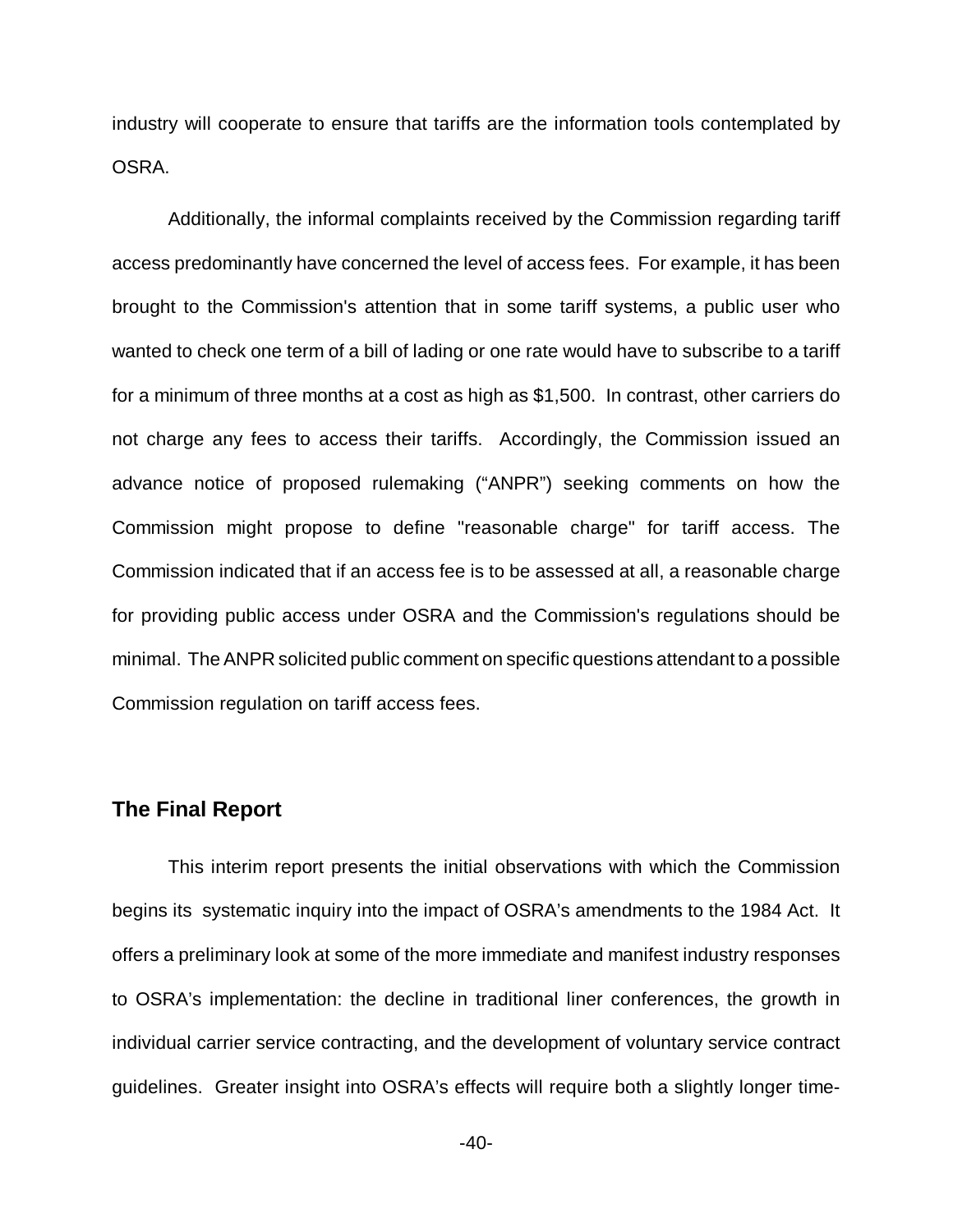industry will cooperate to ensure that tariffs are the information tools contemplated by OSRA.

Additionally, the informal complaints received by the Commission regarding tariff access predominantly have concerned the level of access fees. For example, it has been brought to the Commission's attention that in some tariff systems, a public user who wanted to check one term of a bill of lading or one rate would have to subscribe to a tariff for a minimum of three months at a cost as high as $1,500. In contrast, other carriers do not charge any fees to access their tariffs. Accordingly, the Commission issued an advance notice of proposed rulemaking ("ANPR") seeking comments on how the Commission might propose to define "reasonable charge" for tariff access. The Commission indicated that if an access fee is to be assessed at all, a reasonable charge for providing public access under OSRA and the Commission's regulations should be minimal. The ANPR solicited public comment on specific questions attendant to a possible Commission regulation on tariff access fees.

## The Final Report

This interim report presents the initial observations with which the Commission begins its systematic inquiry into the impact of OSRA's amendments to the 1984 Act. It offers a preliminary look at some of the more immediate and manifest industry responses to OSRA's implementation: the decline in traditional liner conferences, the growth in individual carrier service contracting, and the development of voluntary service contract guidelines. Greater insight into OSRA's effects will require both a slightly longer time-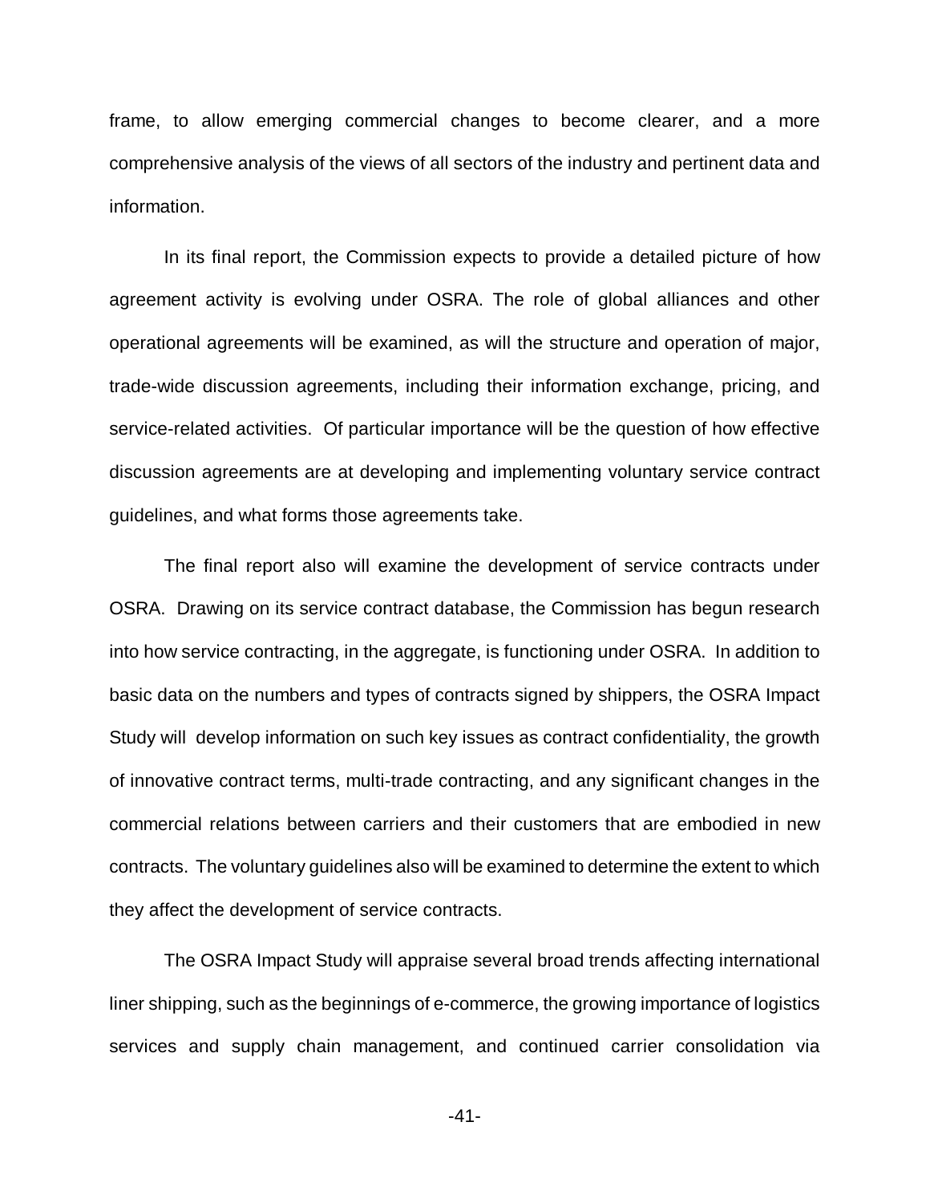frame, to allow emerging commercial changes to become clearer, and a more comprehensive analysis of the views of all sectors of the industry and pertinent data and information.

In its final report, the Commission expects to provide a detailed picture of how agreement activity is evolving under OSRA. The role of global alliances and other operational agreements will be examined, as will the structure and operation of major, trade-wide discussion agreements, including their information exchange, pricing, and service-related activities. Of particular importance will be the question of how effective discussion agreements are at developing and implementing voluntary service contract guidelines, and what forms those agreements take.

The final report also will examine the development of service contracts under OSRA. Drawing on its service contract database, the Commission has begun research into how service contracting, in the aggregate, is functioning under OSRA. In addition to basic data on the numbers and types of contracts signed by shippers, the OSRA Impact Study will develop information on such key issues as contract confidentiality, the growth of innovative contract terms, multi-trade contracting, and any significant changes in the commercial relations between carriers and their customers that are embodied in new contracts. The voluntary guidelines also will be examined to determine the extent to which they affect the development of service contracts.

The OSRA Impact Study will appraise several broad trends affecting international liner shipping, such as the beginnings of e-commerce, the growing importance of logistics services and supply chain management, and continued carrier consolidation via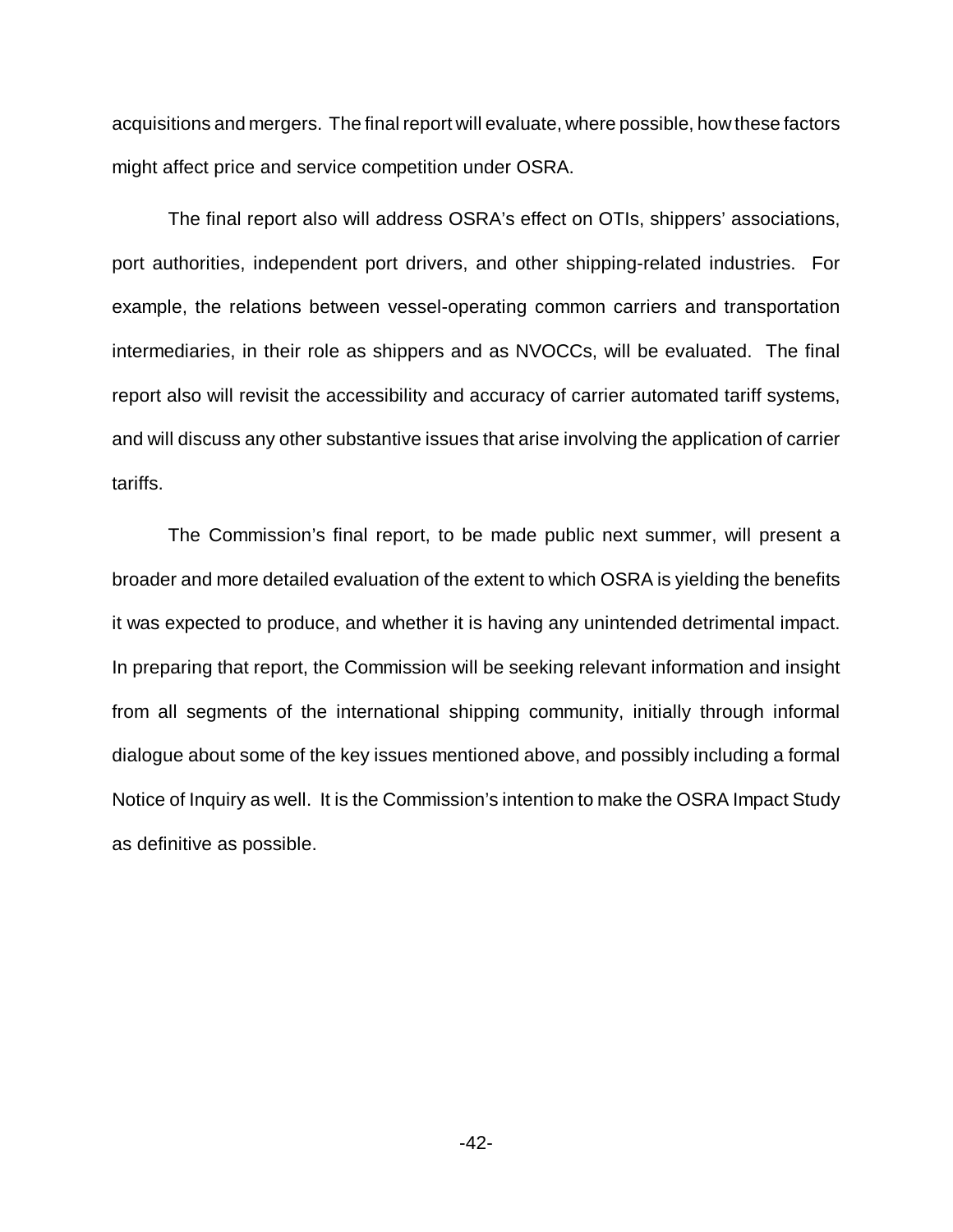acquisitions and mergers. The final report will evaluate, where possible, how these factors might affect price and service competition under OSRA.

The final report also will address OSRA's effect on OTIs, shippers' associations, port authorities, independent port drivers, and other shipping-related industries. For example, the relations between vessel-operating common carriers and transportation intermediaries, in their role as shippers and as NVOCCs, will be evaluated. The final report also will revisit the accessibility and accuracy of carrier automated tariff systems, and will discuss any other substantive issues that arise involving the application of carrier tariffs.

The Commission's final report, to be made public next summer, will present a broader and more detailed evaluation of the extent to which OSRA is yielding the benefits it was expected to produce, and whether it is having any unintended detrimental impact. In preparing that report, the Commission will be seeking relevant information and insight from all segments of the international shipping community, initially through informal dialogue about some of the key issues mentioned above, and possibly including a formal Notice of Inquiry as well. It is the Commission's intention to make the OSRA Impact Study as definitive as possible.